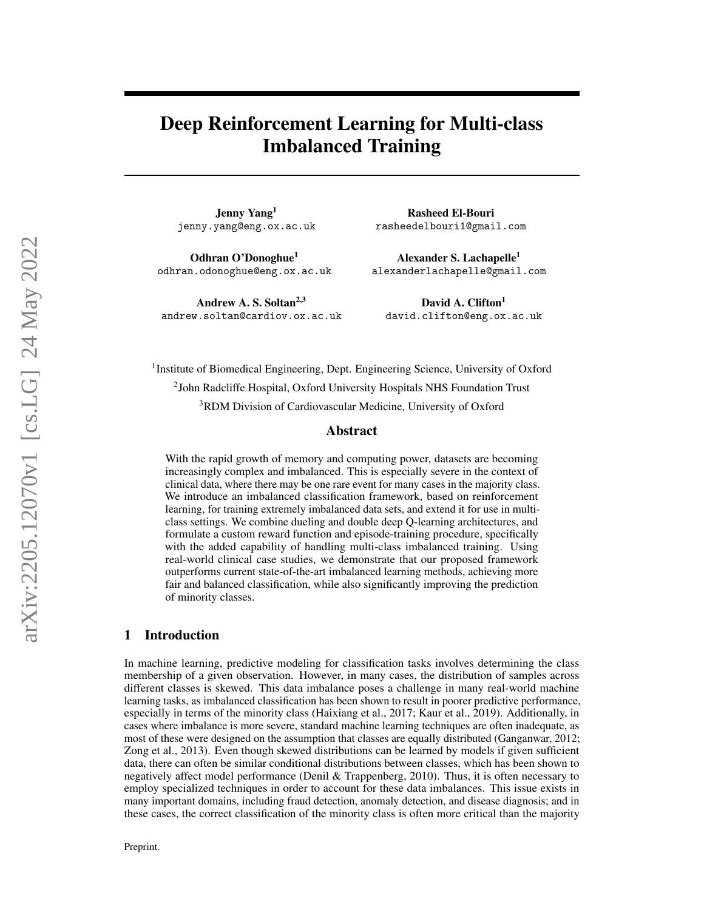# Deep Reinforcement Learning for Multi-class Imbalanced Training

**Jenny Yang**[1]
jenny.yang@eng.ox.ac.uk

**Rasheed El-Bouri**
rasheedelbouri1@gmail.com

**Odhran O'Donoghue**[1]
odhran.odonoghue@eng.ox.ac.uk

**Alexander S. Lachapelle**[1]
alexanderlachapelle@gmail.com

**Andrew A. S. Soltan**[2,3]
andrew.soltan@cardiov.ox.ac.uk

**David A. Clifton**[1]
david.clifton@eng.ox.ac.uk

[1]Institute of Biomedical Engineering, Dept. Engineering Science, University of Oxford

[2]John Radcliffe Hospital, Oxford University Hospitals NHS Foundation Trust

[3]RDM Division of Cardiovascular Medicine, University of Oxford

## Abstract

With the rapid growth of memory and computing power, datasets are becoming increasingly complex and imbalanced. This is especially severe in the context of clinical data, where there may be one rare event for many cases in the majority class. We introduce an imbalanced classification framework, based on reinforcement learning, for training extremely imbalanced data sets, and extend it for use in multi-class settings. We combine dueling and double deep Q-learning architectures, and formulate a custom reward function and episode-training procedure, specifically with the added capability of handling multi-class imbalanced training. Using real-world clinical case studies, we demonstrate that our proposed framework outperforms current state-of-the-art imbalanced learning methods, achieving more fair and balanced classification, while also significantly improving the prediction of minority classes.

## 1 Introduction

In machine learning, predictive modeling for classification tasks involves determining the class membership of a given observation. However, in many cases, the distribution of samples across different classes is skewed. This data imbalance poses a challenge in many real-world machine learning tasks, as imbalanced classification has been shown to result in poorer predictive performance, especially in terms of the minority class (Haixiang et al., 2017; Kaur et al., 2019). Additionally, in cases where imbalance is more severe, standard machine learning techniques are often inadequate, as most of these were designed on the assumption that classes are equally distributed (Ganganwar, 2012; Zong et al., 2013). Even though skewed distributions can be learned by models if given sufficient data, there can often be similar conditional distributions between classes, which has been shown to negatively affect model performance (Denil & Trappenberg, 2010). Thus, it is often necessary to employ specialized techniques in order to account for these data imbalances. This issue exists in many important domains, including fraud detection, anomaly detection, and disease diagnosis; and in these cases, the correct classification of the minority class is often more critical than the majority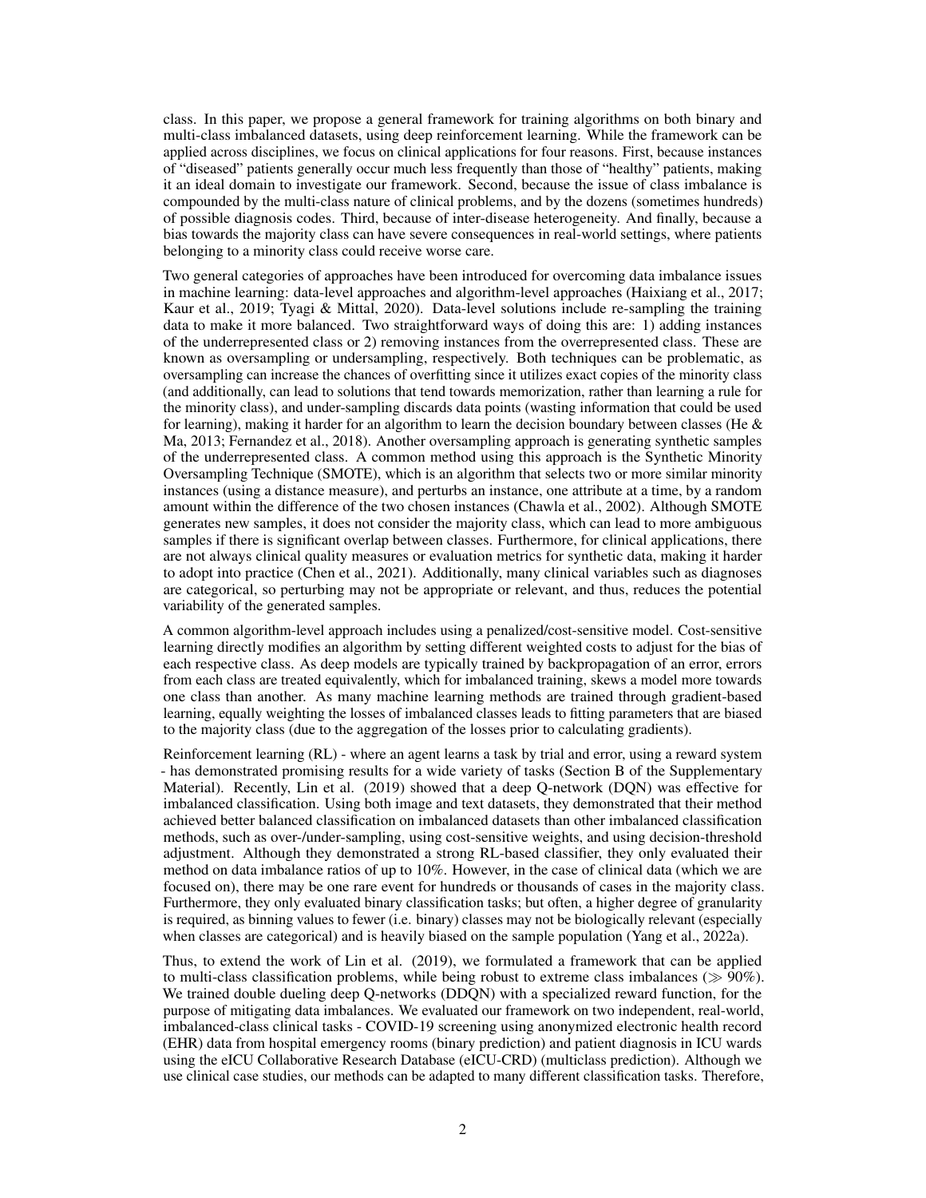class. In this paper, we propose a general framework for training algorithms on both binary and multi-class imbalanced datasets, using deep reinforcement learning. While the framework can be applied across disciplines, we focus on clinical applications for four reasons. First, because instances of "diseased" patients generally occur much less frequently than those of "healthy" patients, making it an ideal domain to investigate our framework. Second, because the issue of class imbalance is compounded by the multi-class nature of clinical problems, and by the dozens (sometimes hundreds) of possible diagnosis codes. Third, because of inter-disease heterogeneity. And finally, because a bias towards the majority class can have severe consequences in real-world settings, where patients belonging to a minority class could receive worse care.

Two general categories of approaches have been introduced for overcoming data imbalance issues in machine learning: data-level approaches and algorithm-level approaches (Haixiang et al., 2017; Kaur et al., 2019; Tyagi & Mittal, 2020). Data-level solutions include re-sampling the training data to make it more balanced. Two straightforward ways of doing this are: 1) adding instances of the underrepresented class or 2) removing instances from the overrepresented class. These are known as oversampling or undersampling, respectively. Both techniques can be problematic, as oversampling can increase the chances of overfitting since it utilizes exact copies of the minority class (and additionally, can lead to solutions that tend towards memorization, rather than learning a rule for the minority class), and under-sampling discards data points (wasting information that could be used for learning), making it harder for an algorithm to learn the decision boundary between classes (He & Ma, 2013; Fernandez et al., 2018). Another oversampling approach is generating synthetic samples of the underrepresented class. A common method using this approach is the Synthetic Minority Oversampling Technique (SMOTE), which is an algorithm that selects two or more similar minority instances (using a distance measure), and perturbs an instance, one attribute at a time, by a random amount within the difference of the two chosen instances (Chawla et al., 2002). Although SMOTE generates new samples, it does not consider the majority class, which can lead to more ambiguous samples if there is significant overlap between classes. Furthermore, for clinical applications, there are not always clinical quality measures or evaluation metrics for synthetic data, making it harder to adopt into practice (Chen et al., 2021). Additionally, many clinical variables such as diagnoses are categorical, so perturbing may not be appropriate or relevant, and thus, reduces the potential variability of the generated samples.

A common algorithm-level approach includes using a penalized/cost-sensitive model. Cost-sensitive learning directly modifies an algorithm by setting different weighted costs to adjust for the bias of each respective class. As deep models are typically trained by backpropagation of an error, errors from each class are treated equivalently, which for imbalanced training, skews a model more towards one class than another. As many machine learning methods are trained through gradient-based learning, equally weighting the losses of imbalanced classes leads to fitting parameters that are biased to the majority class (due to the aggregation of the losses prior to calculating gradients).

Reinforcement learning (RL) - where an agent learns a task by trial and error, using a reward system - has demonstrated promising results for a wide variety of tasks (Section B of the Supplementary Material). Recently, Lin et al. (2019) showed that a deep Q-network (DQN) was effective for imbalanced classification. Using both image and text datasets, they demonstrated that their method achieved better balanced classification on imbalanced datasets than other imbalanced classification methods, such as over-/under-sampling, using cost-sensitive weights, and using decision-threshold adjustment. Although they demonstrated a strong RL-based classifier, they only evaluated their method on data imbalance ratios of up to 10%. However, in the case of clinical data (which we are focused on), there may be one rare event for hundreds or thousands of cases in the majority class. Furthermore, they only evaluated binary classification tasks; but often, a higher degree of granularity is required, as binning values to fewer (i.e. binary) classes may not be biologically relevant (especially when classes are categorical) and is heavily biased on the sample population (Yang et al., 2022a).

Thus, to extend the work of Lin et al. (2019), we formulated a framework that can be applied to multi-class classification problems, while being robust to extreme class imbalances ($\gg 90\%$). We trained double dueling deep Q-networks (DDQN) with a specialized reward function, for the purpose of mitigating data imbalances. We evaluated our framework on two independent, real-world, imbalanced-class clinical tasks - COVID-19 screening using anonymized electronic health record (EHR) data from hospital emergency rooms (binary prediction) and patient diagnosis in ICU wards using the eICU Collaborative Research Database (eICU-CRD) (multiclass prediction). Although we use clinical case studies, our methods can be adapted to many different classification tasks. Therefore,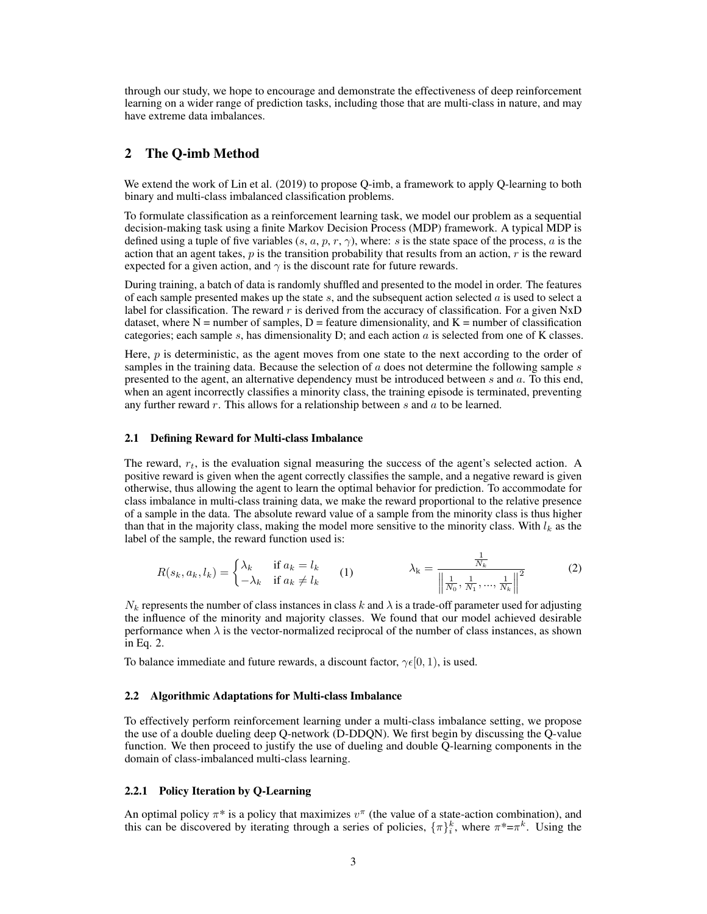through our study, we hope to encourage and demonstrate the effectiveness of deep reinforcement learning on a wider range of prediction tasks, including those that are multi-class in nature, and may have extreme data imbalances.

## 2 The Q-imb Method

We extend the work of Lin et al. (2019) to propose Q-imb, a framework to apply Q-learning to both binary and multi-class imbalanced classification problems.

To formulate classification as a reinforcement learning task, we model our problem as a sequential decision-making task using a finite Markov Decision Process (MDP) framework. A typical MDP is defined using a tuple of five variables ($s$, $a$, $p$, $r$, $\gamma$), where: $s$ is the state space of the process, $a$ is the action that an agent takes, $p$ is the transition probability that results from an action, $r$ is the reward expected for a given action, and $\gamma$ is the discount rate for future rewards.

During training, a batch of data is randomly shuffled and presented to the model in order. The features of each sample presented makes up the state $s$, and the subsequent action selected $a$ is used to select a label for classification. The reward $r$ is derived from the accuracy of classification. For a given NxD dataset, where N = number of samples, D = feature dimensionality, and K = number of classification categories; each sample $s$, has dimensionality D; and each action $a$ is selected from one of K classes.

Here, $p$ is deterministic, as the agent moves from one state to the next according to the order of samples in the training data. Because the selection of $a$ does not determine the following sample $s$ presented to the agent, an alternative dependency must be introduced between $s$ and $a$. To this end, when an agent incorrectly classifies a minority class, the training episode is terminated, preventing any further reward $r$. This allows for a relationship between $s$ and $a$ to be learned.

### 2.1 Defining Reward for Multi-class Imbalance

The reward, $r_t$, is the evaluation signal measuring the success of the agent's selected action. A positive reward is given when the agent correctly classifies the sample, and a negative reward is given otherwise, thus allowing the agent to learn the optimal behavior for prediction. To accommodate for class imbalance in multi-class training data, we make the reward proportional to the relative presence of a sample in the data. The absolute reward value of a sample from the minority class is thus higher than that in the majority class, making the model more sensitive to the minority class. With $l_k$ as the label of the sample, the reward function used is:

$$R(s_k, a_k, l_k) = \begin{cases} \lambda_k & \text{if } a_k = l_k \\ -\lambda_k & \text{if } a_k \neq l_k \end{cases} \quad (1) \qquad \lambda_k = \frac{\frac{1}{N_k}}{\left\| \frac{1}{N_0}, \frac{1}{N_1}, \ldots, \frac{1}{N_k} \right\|^2} \quad (2)$$

$N_k$ represents the number of class instances in class $k$ and $\lambda$ is a trade-off parameter used for adjusting the influence of the minority and majority classes. We found that our model achieved desirable performance when $\lambda$ is the vector-normalized reciprocal of the number of class instances, as shown in Eq. 2.

To balance immediate and future rewards, a discount factor, $\gamma \epsilon [0, 1)$, is used.

### 2.2 Algorithmic Adaptations for Multi-class Imbalance

To effectively perform reinforcement learning under a multi-class imbalance setting, we propose the use of a double dueling deep Q-network (D-DDQN). We first begin by discussing the Q-value function. We then proceed to justify the use of dueling and double Q-learning components in the domain of class-imbalanced multi-class learning.

#### 2.2.1 Policy Iteration by Q-Learning

An optimal policy $\pi$* is a policy that maximizes $v^{\pi}$ (the value of a state-action combination), and this can be discovered by iterating through a series of policies, $\{\pi\}_i^k$, where $\pi$*=$\pi^k$. Using the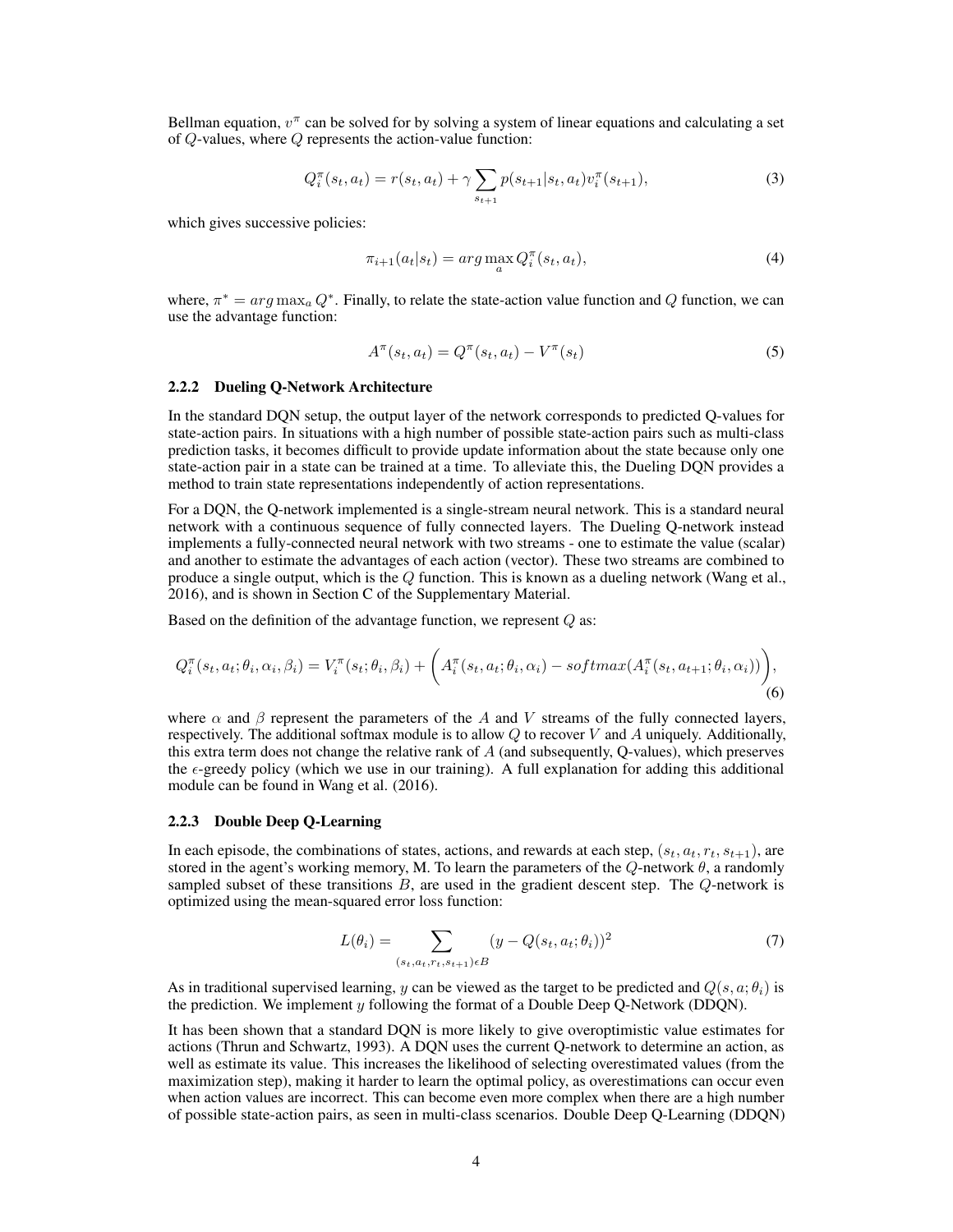Bellman equation, $v^\pi$ can be solved for by solving a system of linear equations and calculating a set of $Q$-values, where $Q$ represents the action-value function:

$$Q_i^\pi(s_t, a_t) = r(s_t, a_t) + \gamma \sum_{s_{t+1}} p(s_{t+1}|s_t, a_t) v_i^\pi(s_{t+1}), \tag{3}$$

which gives successive policies:

$$\pi_{i+1}(a_t|s_t) = arg \max_a Q_i^\pi(s_t, a_t), \tag{4}$$

where, $\pi^* = arg \max_a Q^*$. Finally, to relate the state-action value function and $Q$ function, we can use the advantage function:

$$A^\pi(s_t, a_t) = Q^\pi(s_t, a_t) - V^\pi(s_t) \tag{5}$$

### 2.2.2 Dueling Q-Network Architecture

In the standard DQN setup, the output layer of the network corresponds to predicted Q-values for state-action pairs. In situations with a high number of possible state-action pairs such as multi-class prediction tasks, it becomes difficult to provide update information about the state because only one state-action pair in a state can be trained at a time. To alleviate this, the Dueling DQN provides a method to train state representations independently of action representations.

For a DQN, the Q-network implemented is a single-stream neural network. This is a standard neural network with a continuous sequence of fully connected layers. The Dueling Q-network instead implements a fully-connected neural network with two streams - one to estimate the value (scalar) and another to estimate the advantages of each action (vector). These two streams are combined to produce a single output, which is the $Q$ function. This is known as a dueling network (Wang et al., 2016), and is shown in Section C of the Supplementary Material.

Based on the definition of the advantage function, we represent $Q$ as:

$$Q_i^\pi(s_t, a_t; \theta_i, \alpha_i, \beta_i) = V_i^\pi(s_t; \theta_i, \beta_i) + \left( A_i^\pi(s_t, a_t; \theta_i, \alpha_i) - softmax(A_i^\pi(s_t, a_{t+1}; \theta_i, \alpha_i)) \right), \tag{6}$$

where $\alpha$ and $\beta$ represent the parameters of the $A$ and $V$ streams of the fully connected layers, respectively. The additional softmax module is to allow $Q$ to recover $V$ and $A$ uniquely. Additionally, this extra term does not change the relative rank of $A$ (and subsequently, Q-values), which preserves the $\epsilon$-greedy policy (which we use in our training). A full explanation for adding this additional module can be found in Wang et al. (2016).

### 2.2.3 Double Deep Q-Learning

In each episode, the combinations of states, actions, and rewards at each step, $(s_t, a_t, r_t, s_{t+1})$, are stored in the agent's working memory, M. To learn the parameters of the $Q$-network $\theta$, a randomly sampled subset of these transitions $B$, are used in the gradient descent step. The $Q$-network is optimized using the mean-squared error loss function:

$$L(\theta_i) = \sum_{(s_t, a_t, r_t, s_{t+1}) \epsilon B} (y - Q(s_t, a_t; \theta_i))^2 \tag{7}$$

As in traditional supervised learning, $y$ can be viewed as the target to be predicted and $Q(s, a; \theta_i)$ is the prediction. We implement $y$ following the format of a Double Deep Q-Network (DDQN).

It has been shown that a standard DQN is more likely to give overoptimistic value estimates for actions (Thrun and Schwartz, 1993). A DQN uses the current Q-network to determine an action, as well as estimate its value. This increases the likelihood of selecting overestimated values (from the maximization step), making it harder to learn the optimal policy, as overestimations can occur even when action values are incorrect. This can become even more complex when there are a high number of possible state-action pairs, as seen in multi-class scenarios. Double Deep Q-Learning (DDQN)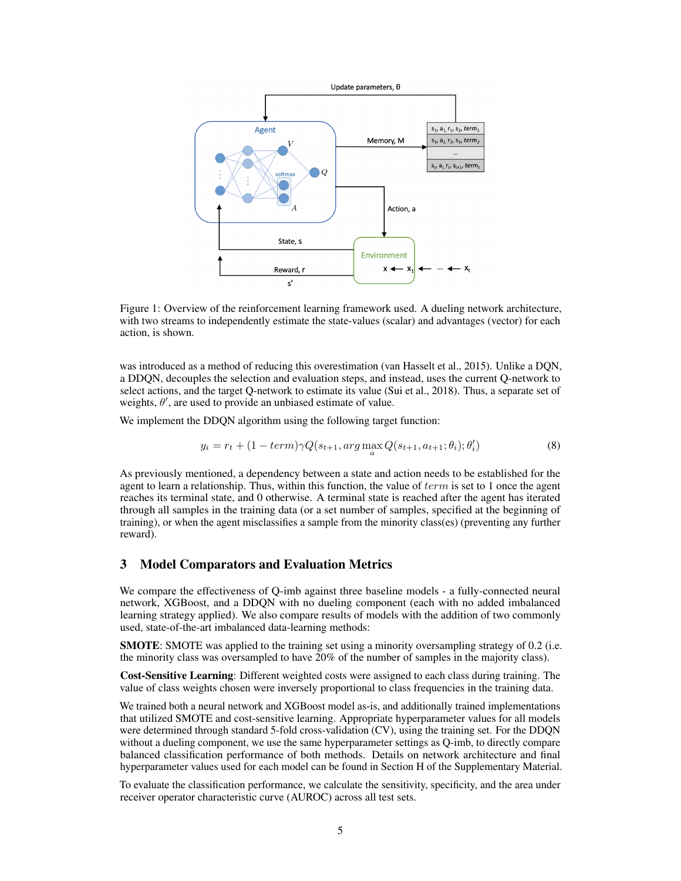Figure 1: Overview of the reinforcement learning framework used. A dueling network architecture, with two streams to independently estimate the state-values (scalar) and advantages (vector) for each action, is shown.

was introduced as a method of reducing this overestimation (van Hasselt et al., 2015). Unlike a DQN, a DDQN, decouples the selection and evaluation steps, and instead, uses the current Q-network to select actions, and the target Q-network to estimate its value (Sui et al., 2018). Thus, a separate set of weights, $\theta'$, are used to provide an unbiased estimate of value.

We implement the DDQN algorithm using the following target function:

$$y_i = r_t + (1 - term)\gamma Q(s_{t+1}, arg\max_a Q(s_{t+1}, a_{t+1}; \theta_i); \theta'_i) \tag{8}$$

As previously mentioned, a dependency between a state and action needs to be established for the agent to learn a relationship. Thus, within this function, the value of $term$ is set to 1 once the agent reaches its terminal state, and 0 otherwise. A terminal state is reached after the agent has iterated through all samples in the training data (or a set number of samples, specified at the beginning of training), or when the agent misclassifies a sample from the minority class(es) (preventing any further reward).

## 3 Model Comparators and Evaluation Metrics

We compare the effectiveness of Q-imb against three baseline models - a fully-connected neural network, XGBoost, and a DDQN with no dueling component (each with no added imbalanced learning strategy applied). We also compare results of models with the addition of two commonly used, state-of-the-art imbalanced data-learning methods:

**SMOTE**: SMOTE was applied to the training set using a minority oversampling strategy of 0.2 (i.e. the minority class was oversampled to have 20% of the number of samples in the majority class).

**Cost-Sensitive Learning**: Different weighted costs were assigned to each class during training. The value of class weights chosen were inversely proportional to class frequencies in the training data.

We trained both a neural network and XGBoost model as-is, and additionally trained implementations that utilized SMOTE and cost-sensitive learning. Appropriate hyperparameter values for all models were determined through standard 5-fold cross-validation (CV), using the training set. For the DDQN without a dueling component, we use the same hyperparameter settings as Q-imb, to directly compare balanced classification performance of both methods. Details on network architecture and final hyperparameter values used for each model can be found in Section H of the Supplementary Material.

To evaluate the classification performance, we calculate the sensitivity, specificity, and the area under receiver operator characteristic curve (AUROC) across all test sets.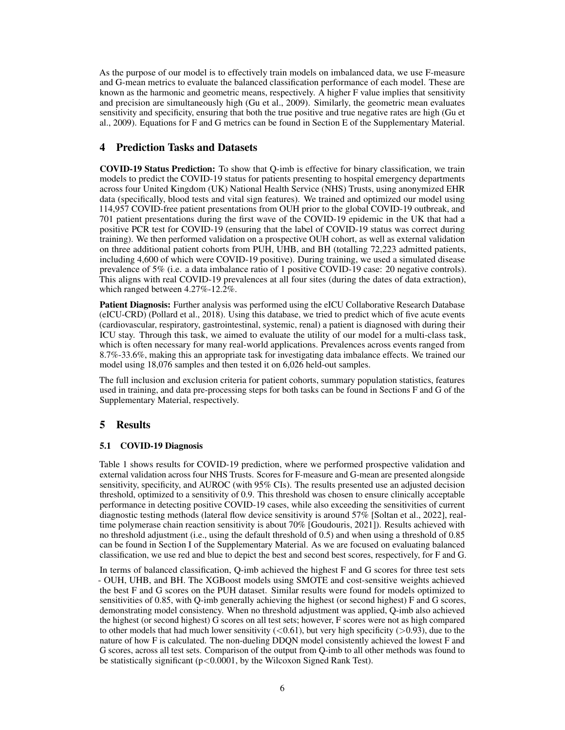As the purpose of our model is to effectively train models on imbalanced data, we use F-measure and G-mean metrics to evaluate the balanced classification performance of each model. These are known as the harmonic and geometric means, respectively. A higher F value implies that sensitivity and precision are simultaneously high (Gu et al., 2009). Similarly, the geometric mean evaluates sensitivity and specificity, ensuring that both the true positive and true negative rates are high (Gu et al., 2009). Equations for F and G metrics can be found in Section E of the Supplementary Material.

## 4 Prediction Tasks and Datasets

**COVID-19 Status Prediction:** To show that Q-imb is effective for binary classification, we train models to predict the COVID-19 status for patients presenting to hospital emergency departments across four United Kingdom (UK) National Health Service (NHS) Trusts, using anonymized EHR data (specifically, blood tests and vital sign features). We trained and optimized our model using 114,957 COVID-free patient presentations from OUH prior to the global COVID-19 outbreak, and 701 patient presentations during the first wave of the COVID-19 epidemic in the UK that had a positive PCR test for COVID-19 (ensuring that the label of COVID-19 status was correct during training). We then performed validation on a prospective OUH cohort, as well as external validation on three additional patient cohorts from PUH, UHB, and BH (totalling 72,223 admitted patients, including 4,600 of which were COVID-19 positive). During training, we used a simulated disease prevalence of 5% (i.e. a data imbalance ratio of 1 positive COVID-19 case: 20 negative controls). This aligns with real COVID-19 prevalences at all four sites (during the dates of data extraction), which ranged between 4.27%-12.2%.

**Patient Diagnosis:** Further analysis was performed using the eICU Collaborative Research Database (eICU-CRD) (Pollard et al., 2018). Using this database, we tried to predict which of five acute events (cardiovascular, respiratory, gastrointestinal, systemic, renal) a patient is diagnosed with during their ICU stay. Through this task, we aimed to evaluate the utility of our model for a multi-class task, which is often necessary for many real-world applications. Prevalences across events ranged from 8.7%-33.6%, making this an appropriate task for investigating data imbalance effects. We trained our model using 18,076 samples and then tested it on 6,026 held-out samples.

The full inclusion and exclusion criteria for patient cohorts, summary population statistics, features used in training, and data pre-processing steps for both tasks can be found in Sections F and G of the Supplementary Material, respectively.

## 5 Results

### 5.1 COVID-19 Diagnosis

Table 1 shows results for COVID-19 prediction, where we performed prospective validation and external validation across four NHS Trusts. Scores for F-measure and G-mean are presented alongside sensitivity, specificity, and AUROC (with 95% CIs). The results presented use an adjusted decision threshold, optimized to a sensitivity of 0.9. This threshold was chosen to ensure clinically acceptable performance in detecting positive COVID-19 cases, while also exceeding the sensitivities of current diagnostic testing methods (lateral flow device sensitivity is around 57% [Soltan et al., 2022], real-time polymerase chain reaction sensitivity is about 70% [Goudouris, 2021]). Results achieved with no threshold adjustment (i.e., using the default threshold of 0.5) and when using a threshold of 0.85 can be found in Section I of the Supplementary Material. As we are focused on evaluating balanced classification, we use red and blue to depict the best and second best scores, respectively, for F and G.

In terms of balanced classification, Q-imb achieved the highest F and G scores for three test sets - OUH, UHB, and BH. The XGBoost models using SMOTE and cost-sensitive weights achieved the best F and G scores on the PUH dataset. Similar results were found for models optimized to sensitivities of 0.85, with Q-imb generally achieving the highest (or second highest) F and G scores, demonstrating model consistency. When no threshold adjustment was applied, Q-imb also achieved the highest (or second highest) G scores on all test sets; however, F scores were not as high compared to other models that had much lower sensitivity ($<0.61$), but very high specificity ($>0.93$), due to the nature of how F is calculated. The non-dueling DDQN model consistently achieved the lowest F and G scores, across all test sets. Comparison of the output from Q-imb to all other methods was found to be statistically significant ($p<0.0001$, by the Wilcoxon Signed Rank Test).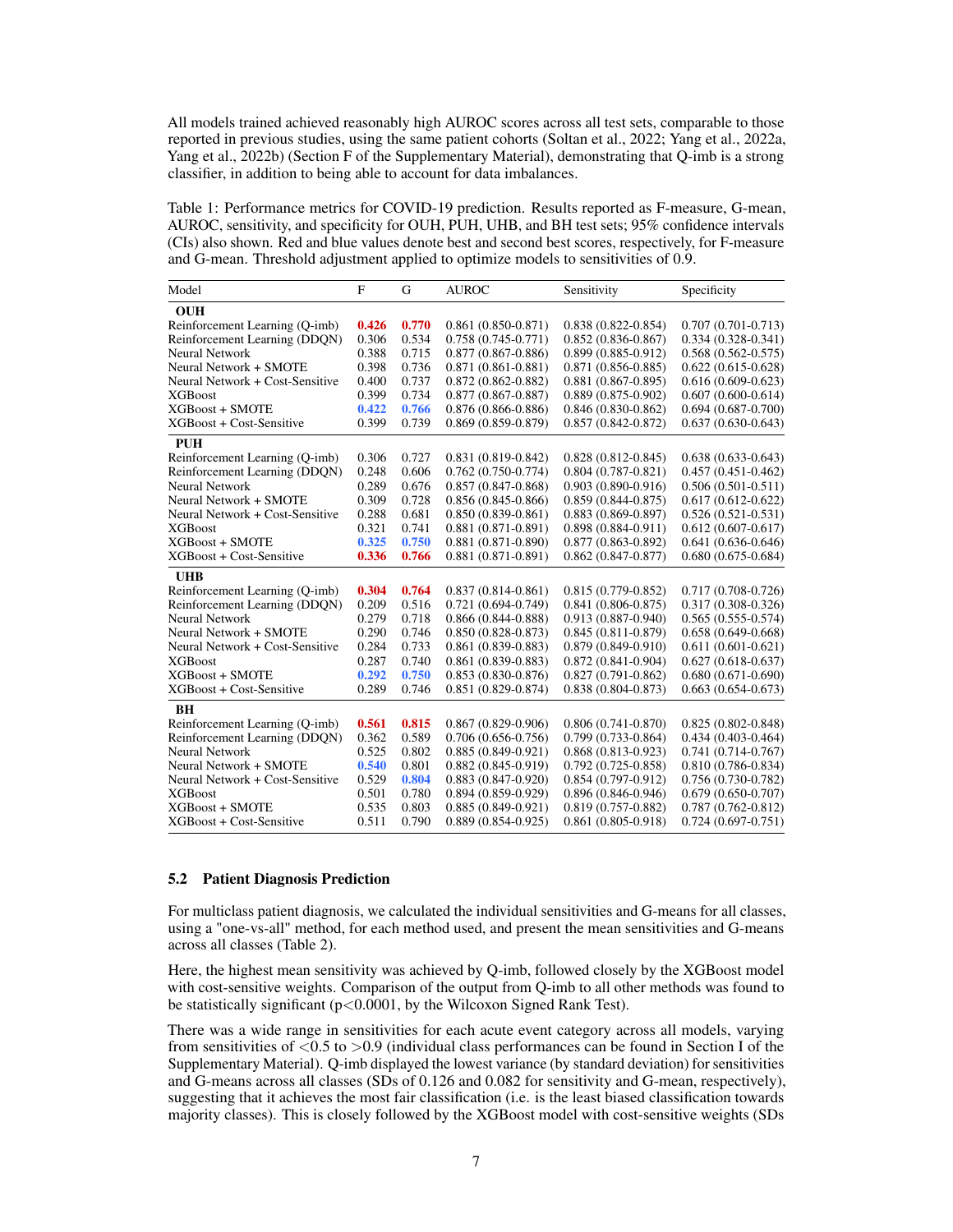All models trained achieved reasonably high AUROC scores across all test sets, comparable to those reported in previous studies, using the same patient cohorts (Soltan et al., 2022; Yang et al., 2022a, Yang et al., 2022b) (Section F of the Supplementary Material), demonstrating that Q-imb is a strong classifier, in addition to being able to account for data imbalances.

Table 1: Performance metrics for COVID-19 prediction. Results reported as F-measure, G-mean, AUROC, sensitivity, and specificity for OUH, PUH, UHB, and BH test sets; 95% confidence intervals (CIs) also shown. Red and blue values denote best and second best scores, respectively, for F-measure and G-mean. Threshold adjustment applied to optimize models to sensitivities of 0.9.

| Model | F | G | AUROC | Sensitivity | Specificity |
|---|---|---|---|---|---|
| **OUH** | | | | | |
| Reinforcement Learning (Q-imb) | **0.426** | **0.770** | 0.861 (0.850-0.871) | 0.838 (0.822-0.854) | 0.707 (0.701-0.713) |
| Reinforcement Learning (DDQN) | 0.306 | 0.534 | 0.758 (0.745-0.771) | 0.852 (0.836-0.867) | 0.334 (0.328-0.341) |
| Neural Network | 0.388 | 0.715 | 0.877 (0.867-0.886) | 0.899 (0.885-0.912) | 0.568 (0.562-0.575) |
| Neural Network + SMOTE | 0.398 | 0.736 | 0.871 (0.861-0.881) | 0.871 (0.856-0.885) | 0.622 (0.615-0.628) |
| Neural Network + Cost-Sensitive | 0.400 | 0.737 | 0.872 (0.862-0.882) | 0.881 (0.867-0.895) | 0.616 (0.609-0.623) |
| XGBoost | 0.399 | 0.734 | 0.877 (0.867-0.887) | 0.889 (0.875-0.902) | 0.607 (0.600-0.614) |
| XGBoost + SMOTE | **0.422** | **0.766** | 0.876 (0.866-0.886) | 0.846 (0.830-0.862) | 0.694 (0.687-0.700) |
| XGBoost + Cost-Sensitive | 0.399 | 0.739 | 0.869 (0.859-0.879) | 0.857 (0.842-0.872) | 0.637 (0.630-0.643) |
| **PUH** | | | | | |
| Reinforcement Learning (Q-imb) | 0.306 | 0.727 | 0.831 (0.819-0.842) | 0.828 (0.812-0.845) | 0.638 (0.633-0.643) |
| Reinforcement Learning (DDQN) | 0.248 | 0.606 | 0.762 (0.750-0.774) | 0.804 (0.787-0.821) | 0.457 (0.451-0.462) |
| Neural Network | 0.289 | 0.676 | 0.857 (0.847-0.868) | 0.903 (0.890-0.916) | 0.506 (0.501-0.511) |
| Neural Network + SMOTE | 0.309 | 0.728 | 0.856 (0.845-0.866) | 0.859 (0.844-0.875) | 0.617 (0.612-0.622) |
| Neural Network + Cost-Sensitive | 0.288 | 0.681 | 0.850 (0.839-0.861) | 0.883 (0.869-0.897) | 0.526 (0.521-0.531) |
| XGBoost | 0.321 | 0.741 | 0.881 (0.871-0.891) | 0.898 (0.884-0.911) | 0.612 (0.607-0.617) |
| XGBoost + SMOTE | **0.325** | **0.750** | 0.881 (0.871-0.890) | 0.877 (0.863-0.892) | 0.641 (0.636-0.646) |
| XGBoost + Cost-Sensitive | **0.336** | **0.766** | 0.881 (0.871-0.891) | 0.862 (0.847-0.877) | 0.680 (0.675-0.684) |
| **UHB** | | | | | |
| Reinforcement Learning (Q-imb) | **0.304** | **0.764** | 0.837 (0.814-0.861) | 0.815 (0.779-0.852) | 0.717 (0.708-0.726) |
| Reinforcement Learning (DDQN) | 0.209 | 0.516 | 0.721 (0.694-0.749) | 0.841 (0.806-0.875) | 0.317 (0.308-0.326) |
| Neural Network | 0.279 | 0.718 | 0.866 (0.844-0.888) | 0.913 (0.887-0.940) | 0.565 (0.555-0.574) |
| Neural Network + SMOTE | 0.290 | 0.746 | 0.850 (0.828-0.873) | 0.845 (0.811-0.879) | 0.658 (0.649-0.668) |
| Neural Network + Cost-Sensitive | 0.284 | 0.733 | 0.861 (0.839-0.883) | 0.879 (0.849-0.910) | 0.611 (0.601-0.621) |
| XGBoost | 0.287 | 0.740 | 0.861 (0.839-0.883) | 0.872 (0.841-0.904) | 0.627 (0.618-0.637) |
| XGBoost + SMOTE | **0.292** | **0.750** | 0.853 (0.830-0.876) | 0.827 (0.791-0.862) | 0.680 (0.671-0.690) |
| XGBoost + Cost-Sensitive | 0.289 | 0.746 | 0.851 (0.829-0.874) | 0.838 (0.804-0.873) | 0.663 (0.654-0.673) |
| **BH** | | | | | |
| Reinforcement Learning (Q-imb) | **0.561** | **0.815** | 0.867 (0.829-0.906) | 0.806 (0.741-0.870) | 0.825 (0.802-0.848) |
| Reinforcement Learning (DDQN) | 0.362 | 0.589 | 0.706 (0.656-0.756) | 0.799 (0.733-0.864) | 0.434 (0.403-0.464) |
| Neural Network | 0.525 | 0.802 | 0.885 (0.849-0.921) | 0.868 (0.813-0.923) | 0.741 (0.714-0.767) |
| Neural Network + SMOTE | **0.540** | 0.801 | 0.882 (0.845-0.919) | 0.792 (0.725-0.858) | 0.810 (0.786-0.834) |
| Neural Network + Cost-Sensitive | 0.529 | **0.804** | 0.883 (0.847-0.920) | 0.854 (0.797-0.912) | 0.756 (0.730-0.782) |
| XGBoost | 0.501 | 0.780 | 0.894 (0.859-0.929) | 0.896 (0.846-0.946) | 0.679 (0.650-0.707) |
| XGBoost + SMOTE | 0.535 | 0.803 | 0.885 (0.849-0.921) | 0.819 (0.757-0.882) | 0.787 (0.762-0.812) |
| XGBoost + Cost-Sensitive | 0.511 | 0.790 | 0.889 (0.854-0.925) | 0.861 (0.805-0.918) | 0.724 (0.697-0.751) |

### 5.2 Patient Diagnosis Prediction

For multiclass patient diagnosis, we calculated the individual sensitivities and G-means for all classes, using a "one-vs-all" method, for each method used, and present the mean sensitivities and G-means across all classes (Table 2).

Here, the highest mean sensitivity was achieved by Q-imb, followed closely by the XGBoost model with cost-sensitive weights. Comparison of the output from Q-imb to all other methods was found to be statistically significant ($p<0.0001$, by the Wilcoxon Signed Rank Test).

There was a wide range in sensitivities for each acute event category across all models, varying from sensitivities of <0.5 to >0.9 (individual class performances can be found in Section I of the Supplementary Material). Q-imb displayed the lowest variance (by standard deviation) for sensitivities and G-means across all classes (SDs of 0.126 and 0.082 for sensitivity and G-mean, respectively), suggesting that it achieves the most fair classification (i.e. is the least biased classification towards majority classes). This is closely followed by the XGBoost model with cost-sensitive weights (SDs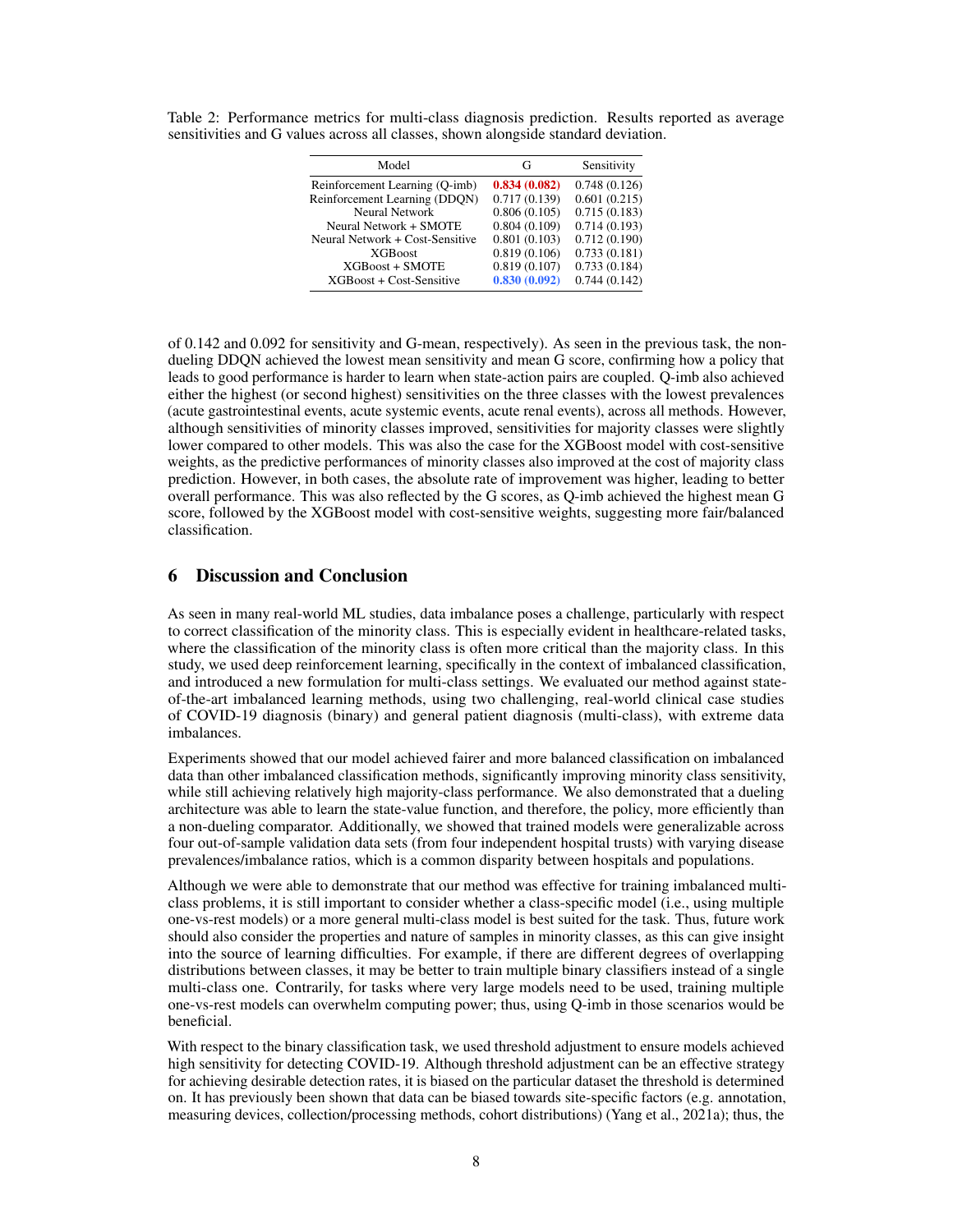Table 2: Performance metrics for multi-class diagnosis prediction. Results reported as average sensitivities and G values across all classes, shown alongside standard deviation.

| Model | G | Sensitivity |
|---|---|---|
| Reinforcement Learning (Q-imb) | **0.834 (0.082)** | 0.748 (0.126) |
| Reinforcement Learning (DDQN) | 0.717 (0.139) | 0.601 (0.215) |
| Neural Network | 0.806 (0.105) | 0.715 (0.183) |
| Neural Network + SMOTE | 0.804 (0.109) | 0.714 (0.193) |
| Neural Network + Cost-Sensitive | 0.801 (0.103) | 0.712 (0.190) |
| XGBoost | 0.819 (0.106) | 0.733 (0.181) |
| XGBoost + SMOTE | 0.819 (0.107) | 0.733 (0.184) |
| XGBoost + Cost-Sensitive | **0.830 (0.092)** | 0.744 (0.142) |

of 0.142 and 0.092 for sensitivity and G-mean, respectively). As seen in the previous task, the non-dueling DDQN achieved the lowest mean sensitivity and mean G score, confirming how a policy that leads to good performance is harder to learn when state-action pairs are coupled. Q-imb also achieved either the highest (or second highest) sensitivities on the three classes with the lowest prevalences (acute gastrointestinal events, acute systemic events, acute renal events), across all methods. However, although sensitivities of minority classes improved, sensitivities for majority classes were slightly lower compared to other models. This was also the case for the XGBoost model with cost-sensitive weights, as the predictive performances of minority classes also improved at the cost of majority class prediction. However, in both cases, the absolute rate of improvement was higher, leading to better overall performance. This was also reflected by the G scores, as Q-imb achieved the highest mean G score, followed by the XGBoost model with cost-sensitive weights, suggesting more fair/balanced classification.

## 6 Discussion and Conclusion

As seen in many real-world ML studies, data imbalance poses a challenge, particularly with respect to correct classification of the minority class. This is especially evident in healthcare-related tasks, where the classification of the minority class is often more critical than the majority class. In this study, we used deep reinforcement learning, specifically in the context of imbalanced classification, and introduced a new formulation for multi-class settings. We evaluated our method against state-of-the-art imbalanced learning methods, using two challenging, real-world clinical case studies of COVID-19 diagnosis (binary) and general patient diagnosis (multi-class), with extreme data imbalances.

Experiments showed that our model achieved fairer and more balanced classification on imbalanced data than other imbalanced classification methods, significantly improving minority class sensitivity, while still achieving relatively high majority-class performance. We also demonstrated that a dueling architecture was able to learn the state-value function, and therefore, the policy, more efficiently than a non-dueling comparator. Additionally, we showed that trained models were generalizable across four out-of-sample validation data sets (from four independent hospital trusts) with varying disease prevalences/imbalance ratios, which is a common disparity between hospitals and populations.

Although we were able to demonstrate that our method was effective for training imbalanced multi-class problems, it is still important to consider whether a class-specific model (i.e., using multiple one-vs-rest models) or a more general multi-class model is best suited for the task. Thus, future work should also consider the properties and nature of samples in minority classes, as this can give insight into the source of learning difficulties. For example, if there are different degrees of overlapping distributions between classes, it may be better to train multiple binary classifiers instead of a single multi-class one. Contrarily, for tasks where very large models need to be used, training multiple one-vs-rest models can overwhelm computing power; thus, using Q-imb in those scenarios would be beneficial.

With respect to the binary classification task, we used threshold adjustment to ensure models achieved high sensitivity for detecting COVID-19. Although threshold adjustment can be an effective strategy for achieving desirable detection rates, it is biased on the particular dataset the threshold is determined on. It has previously been shown that data can be biased towards site-specific factors (e.g. annotation, measuring devices, collection/processing methods, cohort distributions) (Yang et al., 2021a); thus, the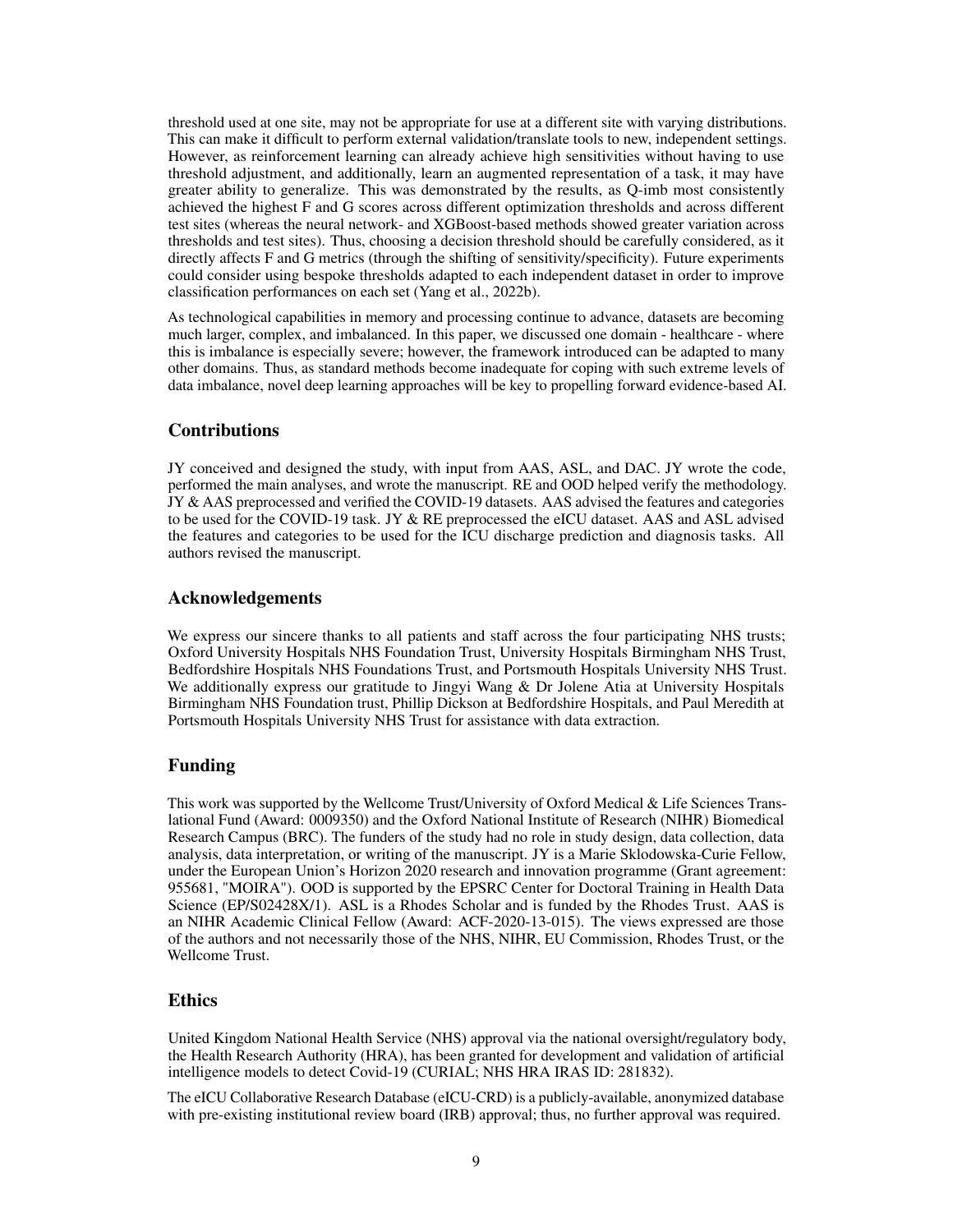threshold used at one site, may not be appropriate for use at a different site with varying distributions. This can make it difficult to perform external validation/translate tools to new, independent settings. However, as reinforcement learning can already achieve high sensitivities without having to use threshold adjustment, and additionally, learn an augmented representation of a task, it may have greater ability to generalize. This was demonstrated by the results, as Q-imb most consistently achieved the highest F and G scores across different optimization thresholds and across different test sites (whereas the neural network- and XGBoost-based methods showed greater variation across thresholds and test sites). Thus, choosing a decision threshold should be carefully considered, as it directly affects F and G metrics (through the shifting of sensitivity/specificity). Future experiments could consider using bespoke thresholds adapted to each independent dataset in order to improve classification performances on each set (Yang et al., 2022b).

As technological capabilities in memory and processing continue to advance, datasets are becoming much larger, complex, and imbalanced. In this paper, we discussed one domain - healthcare - where this is imbalance is especially severe; however, the framework introduced can be adapted to many other domains. Thus, as standard methods become inadequate for coping with such extreme levels of data imbalance, novel deep learning approaches will be key to propelling forward evidence-based AI.

## Contributions

JY conceived and designed the study, with input from AAS, ASL, and DAC. JY wrote the code, performed the main analyses, and wrote the manuscript. RE and OOD helped verify the methodology. JY & AAS preprocessed and verified the COVID-19 datasets. AAS advised the features and categories to be used for the COVID-19 task. JY & RE preprocessed the eICU dataset. AAS and ASL advised the features and categories to be used for the ICU discharge prediction and diagnosis tasks. All authors revised the manuscript.

## Acknowledgements

We express our sincere thanks to all patients and staff across the four participating NHS trusts; Oxford University Hospitals NHS Foundation Trust, University Hospitals Birmingham NHS Trust, Bedfordshire Hospitals NHS Foundations Trust, and Portsmouth Hospitals University NHS Trust. We additionally express our gratitude to Jingyi Wang & Dr Jolene Atia at University Hospitals Birmingham NHS Foundation trust, Phillip Dickson at Bedfordshire Hospitals, and Paul Meredith at Portsmouth Hospitals University NHS Trust for assistance with data extraction.

## Funding

This work was supported by the Wellcome Trust/University of Oxford Medical & Life Sciences Translational Fund (Award: 0009350) and the Oxford National Institute of Research (NIHR) Biomedical Research Campus (BRC). The funders of the study had no role in study design, data collection, data analysis, data interpretation, or writing of the manuscript. JY is a Marie Sklodowska-Curie Fellow, under the European Union's Horizon 2020 research and innovation programme (Grant agreement: 955681, "MOIRA"). OOD is supported by the EPSRC Center for Doctoral Training in Health Data Science (EP/S02428X/1). ASL is a Rhodes Scholar and is funded by the Rhodes Trust. AAS is an NIHR Academic Clinical Fellow (Award: ACF-2020-13-015). The views expressed are those of the authors and not necessarily those of the NHS, NIHR, EU Commission, Rhodes Trust, or the Wellcome Trust.

## Ethics

United Kingdom National Health Service (NHS) approval via the national oversight/regulatory body, the Health Research Authority (HRA), has been granted for development and validation of artificial intelligence models to detect Covid-19 (CURIAL; NHS HRA IRAS ID: 281832).

The eICU Collaborative Research Database (eICU-CRD) is a publicly-available, anonymized database with pre-existing institutional review board (IRB) approval; thus, no further approval was required.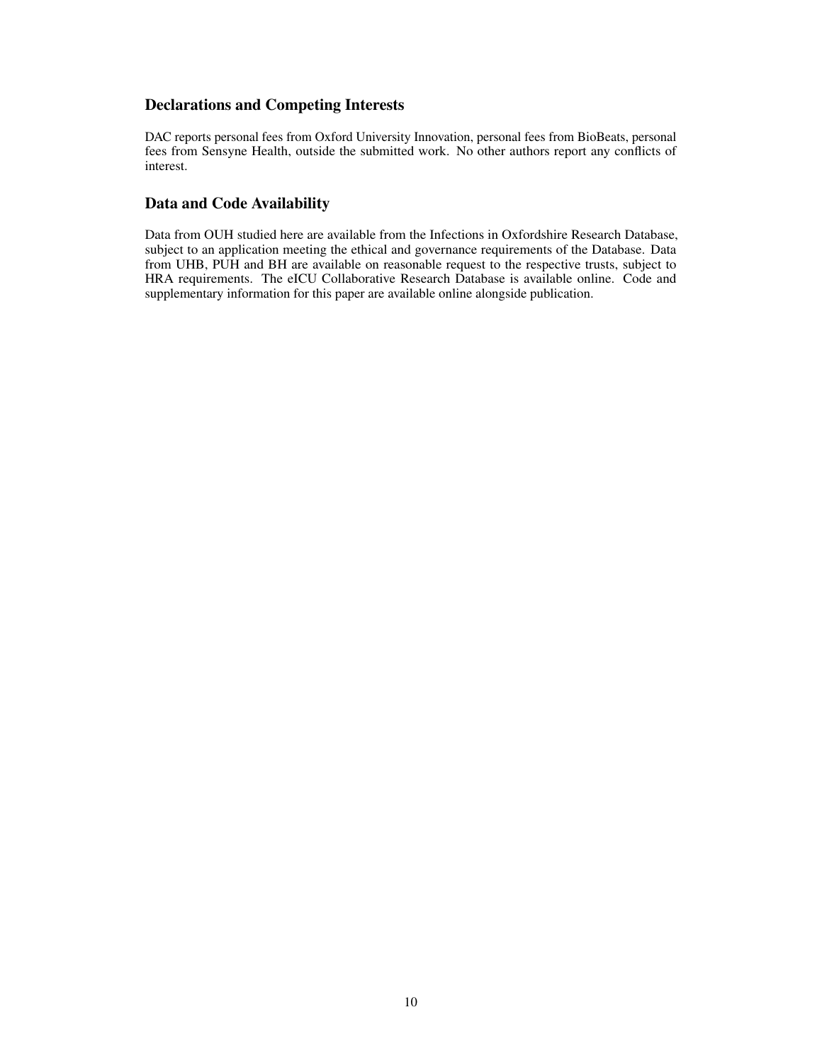## Declarations and Competing Interests

DAC reports personal fees from Oxford University Innovation, personal fees from BioBeats, personal fees from Sensyne Health, outside the submitted work. No other authors report any conflicts of interest.

## Data and Code Availability

Data from OUH studied here are available from the Infections in Oxfordshire Research Database, subject to an application meeting the ethical and governance requirements of the Database. Data from UHB, PUH and BH are available on reasonable request to the respective trusts, subject to HRA requirements. The eICU Collaborative Research Database is available online. Code and supplementary information for this paper are available online alongside publication.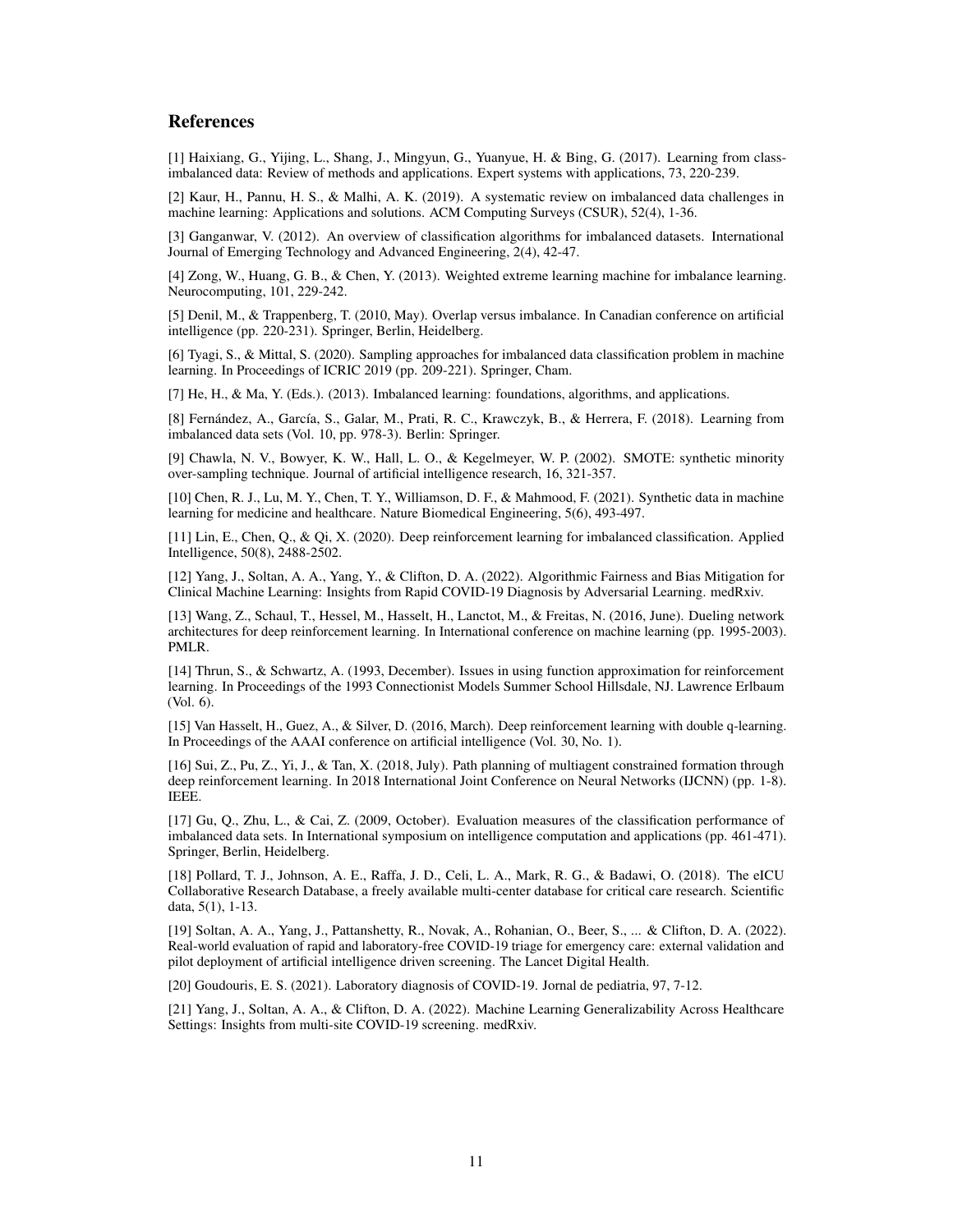## References

[1] Haixiang, G., Yijing, L., Shang, J., Mingyun, G., Yuanyue, H. & Bing, G. (2017). Learning from class-imbalanced data: Review of methods and applications. Expert systems with applications, 73, 220-239.

[2] Kaur, H., Pannu, H. S., & Malhi, A. K. (2019). A systematic review on imbalanced data challenges in machine learning: Applications and solutions. ACM Computing Surveys (CSUR), 52(4), 1-36.

[3] Ganganwar, V. (2012). An overview of classification algorithms for imbalanced datasets. International Journal of Emerging Technology and Advanced Engineering, 2(4), 42-47.

[4] Zong, W., Huang, G. B., & Chen, Y. (2013). Weighted extreme learning machine for imbalance learning. Neurocomputing, 101, 229-242.

[5] Denil, M., & Trappenberg, T. (2010, May). Overlap versus imbalance. In Canadian conference on artificial intelligence (pp. 220-231). Springer, Berlin, Heidelberg.

[6] Tyagi, S., & Mittal, S. (2020). Sampling approaches for imbalanced data classification problem in machine learning. In Proceedings of ICRIC 2019 (pp. 209-221). Springer, Cham.

[7] He, H., & Ma, Y. (Eds.). (2013). Imbalanced learning: foundations, algorithms, and applications.

[8] Fernández, A., García, S., Galar, M., Prati, R. C., Krawczyk, B., & Herrera, F. (2018). Learning from imbalanced data sets (Vol. 10, pp. 978-3). Berlin: Springer.

[9] Chawla, N. V., Bowyer, K. W., Hall, L. O., & Kegelmeyer, W. P. (2002). SMOTE: synthetic minority over-sampling technique. Journal of artificial intelligence research, 16, 321-357.

[10] Chen, R. J., Lu, M. Y., Chen, T. Y., Williamson, D. F., & Mahmood, F. (2021). Synthetic data in machine learning for medicine and healthcare. Nature Biomedical Engineering, 5(6), 493-497.

[11] Lin, E., Chen, Q., & Qi, X. (2020). Deep reinforcement learning for imbalanced classification. Applied Intelligence, 50(8), 2488-2502.

[12] Yang, J., Soltan, A. A., Yang, Y., & Clifton, D. A. (2022). Algorithmic Fairness and Bias Mitigation for Clinical Machine Learning: Insights from Rapid COVID-19 Diagnosis by Adversarial Learning. medRxiv.

[13] Wang, Z., Schaul, T., Hessel, M., Hasselt, H., Lanctot, M., & Freitas, N. (2016, June). Dueling network architectures for deep reinforcement learning. In International conference on machine learning (pp. 1995-2003). PMLR.

[14] Thrun, S., & Schwartz, A. (1993, December). Issues in using function approximation for reinforcement learning. In Proceedings of the 1993 Connectionist Models Summer School Hillsdale, NJ. Lawrence Erlbaum (Vol. 6).

[15] Van Hasselt, H., Guez, A., & Silver, D. (2016, March). Deep reinforcement learning with double q-learning. In Proceedings of the AAAI conference on artificial intelligence (Vol. 30, No. 1).

[16] Sui, Z., Pu, Z., Yi, J., & Tan, X. (2018, July). Path planning of multiagent constrained formation through deep reinforcement learning. In 2018 International Joint Conference on Neural Networks (IJCNN) (pp. 1-8). IEEE.

[17] Gu, Q., Zhu, L., & Cai, Z. (2009, October). Evaluation measures of the classification performance of imbalanced data sets. In International symposium on intelligence computation and applications (pp. 461-471). Springer, Berlin, Heidelberg.

[18] Pollard, T. J., Johnson, A. E., Raffa, J. D., Celi, L. A., Mark, R. G., & Badawi, O. (2018). The eICU Collaborative Research Database, a freely available multi-center database for critical care research. Scientific data, 5(1), 1-13.

[19] Soltan, A. A., Yang, J., Pattanshetty, R., Novak, A., Rohanian, O., Beer, S., ... & Clifton, D. A. (2022). Real-world evaluation of rapid and laboratory-free COVID-19 triage for emergency care: external validation and pilot deployment of artificial intelligence driven screening. The Lancet Digital Health.

[20] Goudouris, E. S. (2021). Laboratory diagnosis of COVID-19. Jornal de pediatria, 97, 7-12.

[21] Yang, J., Soltan, A. A., & Clifton, D. A. (2022). Machine Learning Generalizability Across Healthcare Settings: Insights from multi-site COVID-19 screening. medRxiv.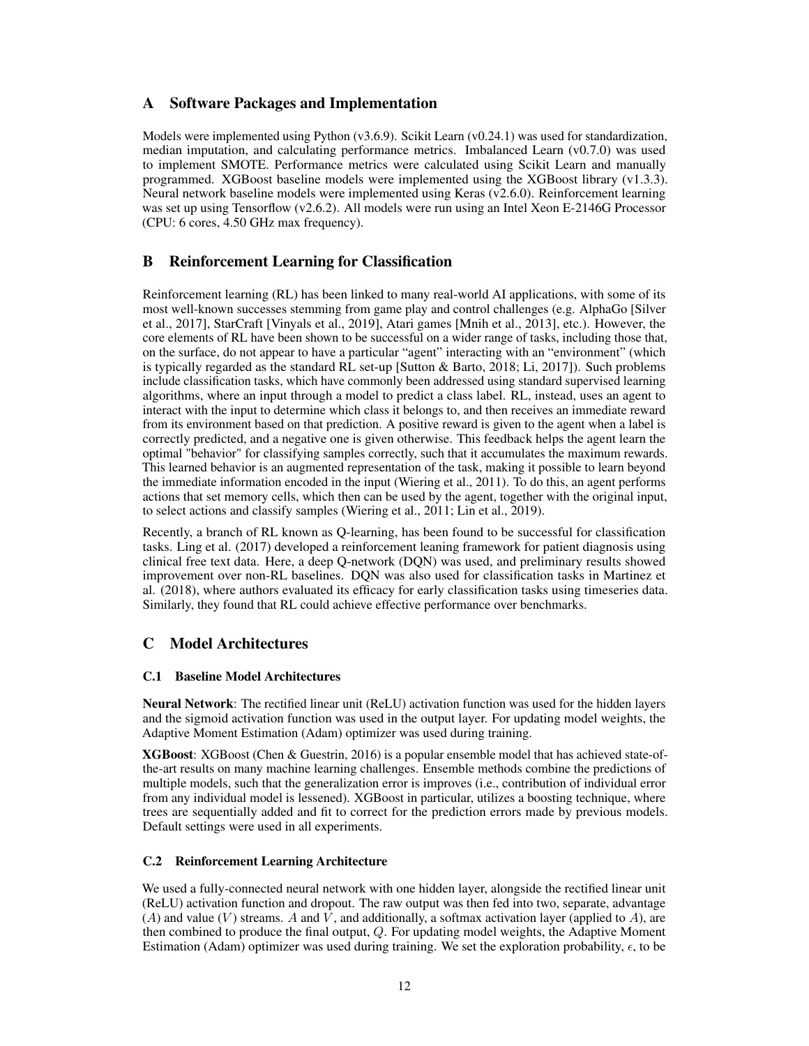## A Software Packages and Implementation

Models were implemented using Python (v3.6.9). Scikit Learn (v0.24.1) was used for standardization, median imputation, and calculating performance metrics. Imbalanced Learn (v0.7.0) was used to implement SMOTE. Performance metrics were calculated using Scikit Learn and manually programmed. XGBoost baseline models were implemented using the XGBoost library (v1.3.3). Neural network baseline models were implemented using Keras (v2.6.0). Reinforcement learning was set up using Tensorflow (v2.6.2). All models were run using an Intel Xeon E-2146G Processor (CPU: 6 cores, 4.50 GHz max frequency).

## B Reinforcement Learning for Classification

Reinforcement learning (RL) has been linked to many real-world AI applications, with some of its most well-known successes stemming from game play and control challenges (e.g. AlphaGo [Silver et al., 2017], StarCraft [Vinyals et al., 2019], Atari games [Mnih et al., 2013], etc.). However, the core elements of RL have been shown to be successful on a wider range of tasks, including those that, on the surface, do not appear to have a particular "agent" interacting with an "environment" (which is typically regarded as the standard RL set-up [Sutton & Barto, 2018; Li, 2017]). Such problems include classification tasks, which have commonly been addressed using standard supervised learning algorithms, where an input through a model to predict a class label. RL, instead, uses an agent to interact with the input to determine which class it belongs to, and then receives an immediate reward from its environment based on that prediction. A positive reward is given to the agent when a label is correctly predicted, and a negative one is given otherwise. This feedback helps the agent learn the optimal "behavior" for classifying samples correctly, such that it accumulates the maximum rewards. This learned behavior is an augmented representation of the task, making it possible to learn beyond the immediate information encoded in the input (Wiering et al., 2011). To do this, an agent performs actions that set memory cells, which then can be used by the agent, together with the original input, to select actions and classify samples (Wiering et al., 2011; Lin et al., 2019).

Recently, a branch of RL known as Q-learning, has been found to be successful for classification tasks. Ling et al. (2017) developed a reinforcement leaning framework for patient diagnosis using clinical free text data. Here, a deep Q-network (DQN) was used, and preliminary results showed improvement over non-RL baselines. DQN was also used for classification tasks in Martinez et al. (2018), where authors evaluated its efficacy for early classification tasks using timeseries data. Similarly, they found that RL could achieve effective performance over benchmarks.

## C Model Architectures

### C.1 Baseline Model Architectures

**Neural Network**: The rectified linear unit (ReLU) activation function was used for the hidden layers and the sigmoid activation function was used in the output layer. For updating model weights, the Adaptive Moment Estimation (Adam) optimizer was used during training.

**XGBoost**: XGBoost (Chen & Guestrin, 2016) is a popular ensemble model that has achieved state-of-the-art results on many machine learning challenges. Ensemble methods combine the predictions of multiple models, such that the generalization error is improves (i.e., contribution of individual error from any individual model is lessened). XGBoost in particular, utilizes a boosting technique, where trees are sequentially added and fit to correct for the prediction errors made by previous models. Default settings were used in all experiments.

### C.2 Reinforcement Learning Architecture

We used a fully-connected neural network with one hidden layer, alongside the rectified linear unit (ReLU) activation function and dropout. The raw output was then fed into two, separate, advantage ($A$) and value ($V$) streams. $A$ and $V$, and additionally, a softmax activation layer (applied to $A$), are then combined to produce the final output, $Q$. For updating model weights, the Adaptive Moment Estimation (Adam) optimizer was used during training. We set the exploration probability, $\epsilon$, to be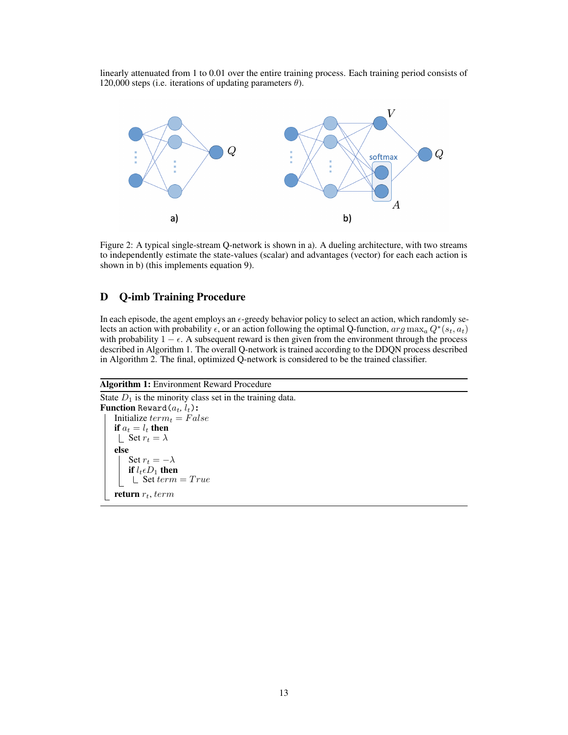linearly attenuated from 1 to 0.01 over the entire training process. Each training period consists of 120,000 steps (i.e. iterations of updating parameters $\theta$).

Figure 2: A typical single-stream Q-network is shown in a). A dueling architecture, with two streams to independently estimate the state-values (scalar) and advantages (vector) for each each action is shown in b) (this implements equation 9).

## D Q-imb Training Procedure

In each episode, the agent employs an $\epsilon$-greedy behavior policy to select an action, which randomly selects an action with probability $\epsilon$, or an action following the optimal Q-function, $arg\max_a Q^*(s_t, a_t)$ with probability $1 - \epsilon$. A subsequent reward is then given from the environment through the process described in Algorithm 1. The overall Q-network is trained according to the DDQN process described in Algorithm 2. The final, optimized Q-network is considered to be the trained classifier.

**Algorithm 1:** Environment Reward Procedure

```
State D_1 is the minority class set in the training data.
Function Reward(a_t, l_t):
    Initialize term_t = False
    if a_t = l_t then
        Set r_t = λ
    else
        Set r_t = −λ
        if l_t ∈ D_1 then
            Set term = True
    return r_t, term
```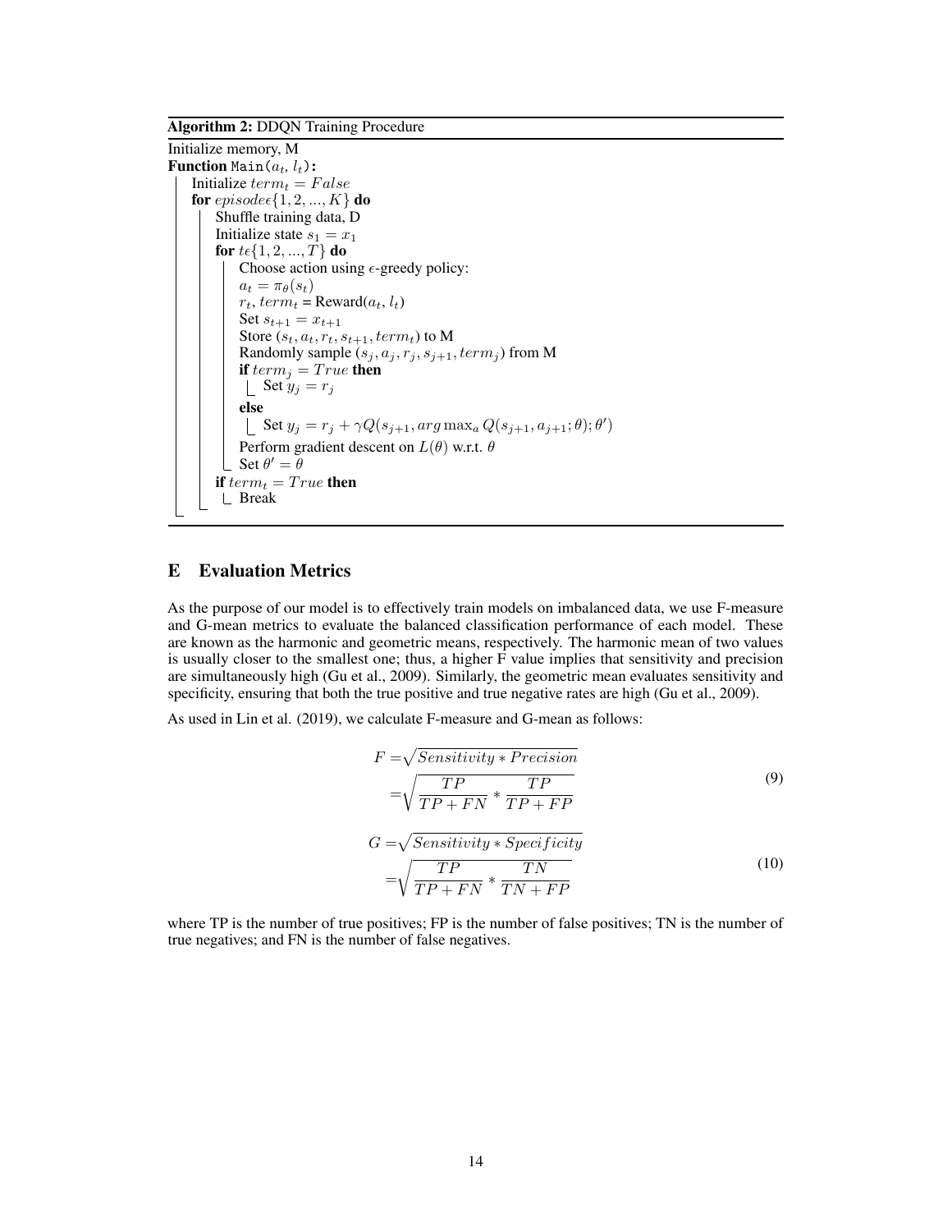**Algorithm 2:** DDQN Training Procedure

```
Initialize memory, M
Function Main(a_t, l_t):
    Initialize term_t = False
    for episode ϵ {1, 2, ..., K} do
        Shuffle training data, D
        Initialize state s_1 = x_1
        for t ϵ {1, 2, ..., T} do
            Choose action using ϵ-greedy policy:
            a_t = π_θ(s_t)
            r_t, term_t = Reward(a_t, l_t)
            Set s_{t+1} = x_{t+1}
            Store (s_t, a_t, r_t, s_{t+1}, term_t) to M
            Randomly sample (s_j, a_j, r_j, s_{j+1}, term_j) from M
            if term_j = True then
                Set y_j = r_j
            else
                Set y_j = r_j + γQ(s_{j+1}, arg max_a Q(s_{j+1}, a_{j+1}; θ); θ')
            Perform gradient descent on L(θ) w.r.t. θ
            Set θ' = θ
        if term_t = True then
            Break
```

## E Evaluation Metrics

As the purpose of our model is to effectively train models on imbalanced data, we use F-measure and G-mean metrics to evaluate the balanced classification performance of each model. These are known as the harmonic and geometric means, respectively. The harmonic mean of two values is usually closer to the smallest one; thus, a higher F value implies that sensitivity and precision are simultaneously high (Gu et al., 2009). Similarly, the geometric mean evaluates sensitivity and specificity, ensuring that both the true positive and true negative rates are high (Gu et al., 2009).

As used in Lin et al. (2019), we calculate F-measure and G-mean as follows:

$$
\begin{aligned}
F =& \sqrt{Sensitivity * Precision} \\
=& \sqrt{\frac{TP}{TP+FN} * \frac{TP}{TP+FP}}
\end{aligned}
\tag{9}
$$

$$
\begin{aligned}
G =& \sqrt{Sensitivity * Specificity} \\
=& \sqrt{\frac{TP}{TP+FN} * \frac{TN}{TN+FP}}
\end{aligned}
\tag{10}
$$

where TP is the number of true positives; FP is the number of false positives; TN is the number of true negatives; and FN is the number of false negatives.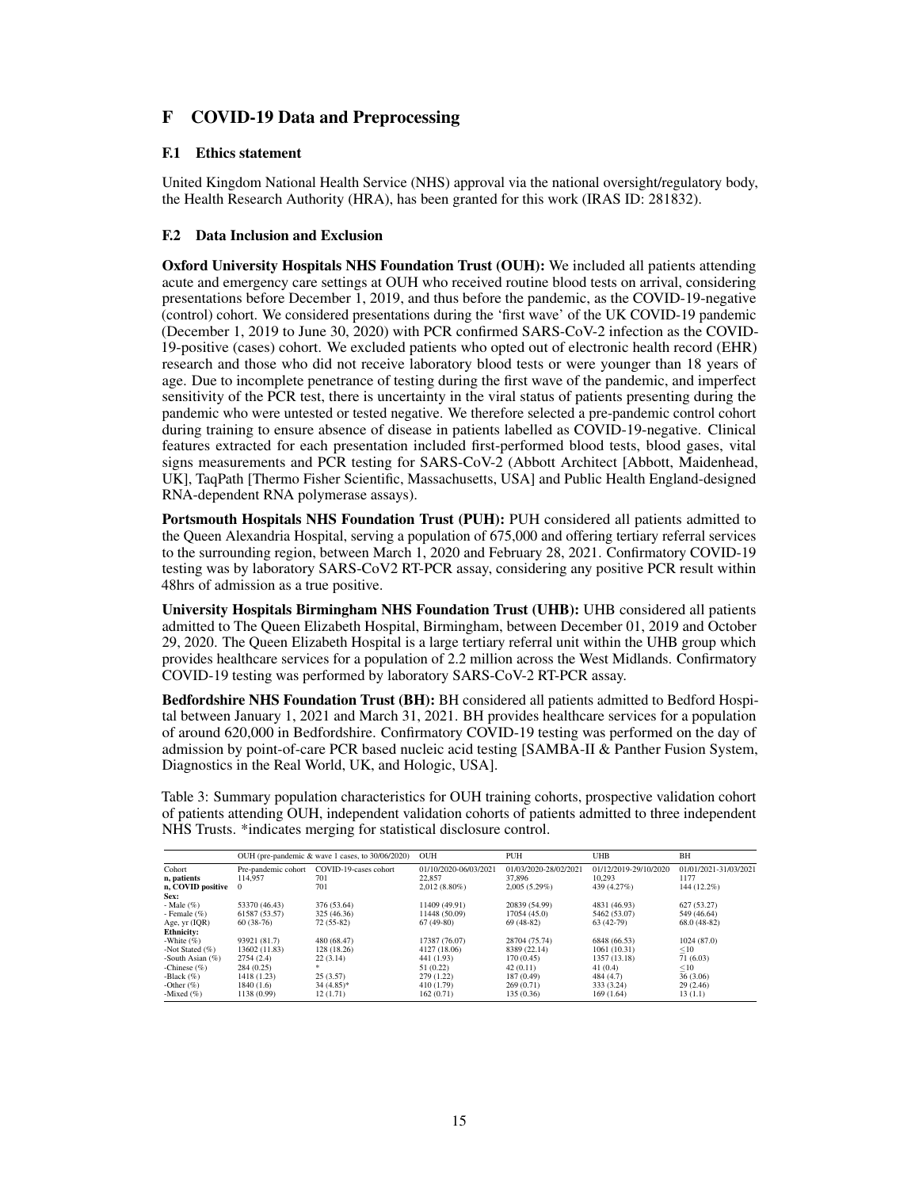# F COVID-19 Data and Preprocessing

## F.1 Ethics statement

United Kingdom National Health Service (NHS) approval via the national oversight/regulatory body, the Health Research Authority (HRA), has been granted for this work (IRAS ID: 281832).

## F.2 Data Inclusion and Exclusion

**Oxford University Hospitals NHS Foundation Trust (OUH):** We included all patients attending acute and emergency care settings at OUH who received routine blood tests on arrival, considering presentations before December 1, 2019, and thus before the pandemic, as the COVID-19-negative (control) cohort. We considered presentations during the 'first wave' of the UK COVID-19 pandemic (December 1, 2019 to June 30, 2020) with PCR confirmed SARS-CoV-2 infection as the COVID-19-positive (cases) cohort. We excluded patients who opted out of electronic health record (EHR) research and those who did not receive laboratory blood tests or were younger than 18 years of age. Due to incomplete penetrance of testing during the first wave of the pandemic, and imperfect sensitivity of the PCR test, there is uncertainty in the viral status of patients presenting during the pandemic who were untested or tested negative. We therefore selected a pre-pandemic control cohort during training to ensure absence of disease in patients labelled as COVID-19-negative. Clinical features extracted for each presentation included first-performed blood tests, blood gases, vital signs measurements and PCR testing for SARS-CoV-2 (Abbott Architect [Abbott, Maidenhead, UK], TaqPath [Thermo Fisher Scientific, Massachusetts, USA] and Public Health England-designed RNA-dependent RNA polymerase assays).

**Portsmouth Hospitals NHS Foundation Trust (PUH):** PUH considered all patients admitted to the Queen Alexandria Hospital, serving a population of 675,000 and offering tertiary referral services to the surrounding region, between March 1, 2020 and February 28, 2021. Confirmatory COVID-19 testing was by laboratory SARS-CoV2 RT-PCR assay, considering any positive PCR result within 48hrs of admission as a true positive.

**University Hospitals Birmingham NHS Foundation Trust (UHB):** UHB considered all patients admitted to The Queen Elizabeth Hospital, Birmingham, between December 01, 2019 and October 29, 2020. The Queen Elizabeth Hospital is a large tertiary referral unit within the UHB group which provides healthcare services for a population of 2.2 million across the West Midlands. Confirmatory COVID-19 testing was performed by laboratory SARS-CoV-2 RT-PCR assay.

**Bedfordshire NHS Foundation Trust (BH):** BH considered all patients admitted to Bedford Hospital between January 1, 2021 and March 31, 2021. BH provides healthcare services for a population of around 620,000 in Bedfordshire. Confirmatory COVID-19 testing was performed on the day of admission by point-of-care PCR based nucleic acid testing [SAMBA-II & Panther Fusion System, Diagnostics in the Real World, UK, and Hologic, USA].

Table 3: Summary population characteristics for OUH training cohorts, prospective validation cohort of patients attending OUH, independent validation cohorts of patients admitted to three independent NHS Trusts. *indicates merging for statistical disclosure control.

| | OUH (pre-pandemic & wave 1 cases, to 30/06/2020) | | OUH | PUH | UHB | BH |
|---|---|---|---|---|---|---|
| Cohort | Pre-pandemic cohort | COVID-19-cases cohort | 01/10/2020-06/03/2021 | 01/03/2020-28/02/2021 | 01/12/2019-29/10/2020 | 01/01/2021-31/03/2021 |
| **n, patients** | 114,957 | 701 | 22,857 | 37,896 | 10,293 | 1177 |
| **n, COVID positive** | 0 | 701 | 2,012 (8.80%) | 2,005 (5.29%) | 439 (4.27%) | 144 (12.2%) |
| **Sex:** | | | | | | |
| - Male (%) | 53370 (46.43) | 376 (53.64) | 11409 (49.91) | 20839 (54.99) | 4831 (46.93) | 627 (53.27) |
| - Female (%) | 61587 (53.57) | 325 (46.36) | 11448 (50.09) | 17054 (45.0) | 5462 (53.07) | 549 (46.64) |
| Age, yr (IQR) | 60 (38-76) | 72 (55-82) | 67 (49-80) | 69 (48-82) | 63 (42-79) | 68.0 (48-82) |
| **Ethnicity:** | | | | | | |
| -White (%) | 93921 (81.7) | 480 (68.47) | 17387 (76.07) | 28704 (75.74) | 6848 (66.53) | 1024 (87.0) |
| -Not Stated (%) | 13602 (11.83) | 128 (18.26) | 4127 (18.06) | 8389 (22.14) | 1061 (10.31) | $\leq 10$ |
| -South Asian (%) | 2754 (2.4) | 22 (3.14) | 441 (1.93) | 170 (0.45) | 1357 (13.18) | 71 (6.03) |
| -Chinese (%) | 284 (0.25) | * | 51 (0.22) | 42 (0.11) | 41 (0.4) | $\leq 10$ |
| -Black (%) | 1418 (1.23) | 25 (3.57) | 279 (1.22) | 187 (0.49) | 484 (4.7) | 36 (3.06) |
| -Other (%) | 1840 (1.6) | 34 (4.85)* | 410 (1.79) | 269 (0.71) | 333 (3.24) | 29 (2.46) |
| -Mixed (%) | 1138 (0.99) | 12 (1.71) | 162 (0.71) | 135 (0.36) | 169 (1.64) | 13 (1.1) |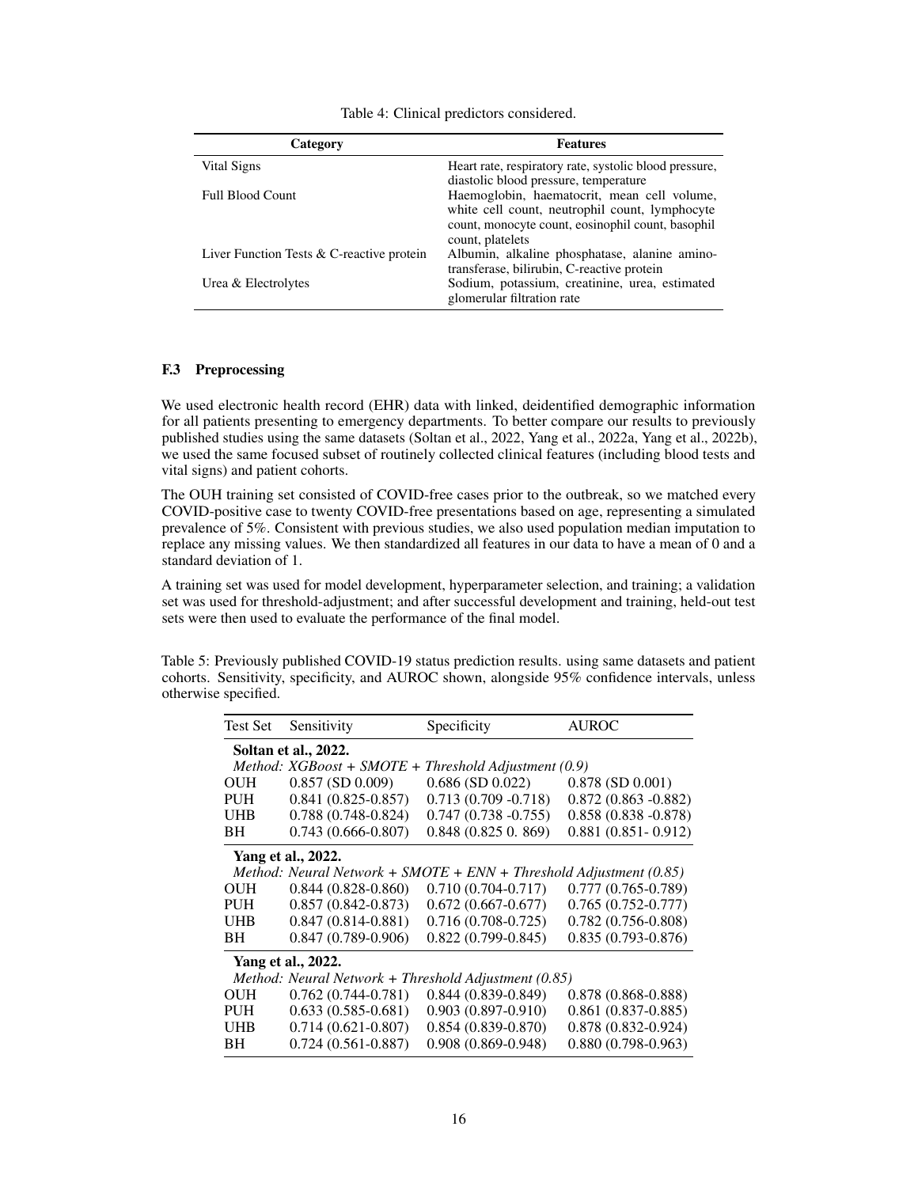Table 4: Clinical predictors considered.

| Category | Features |
|---|---|
| Vital Signs | Heart rate, respiratory rate, systolic blood pressure, diastolic blood pressure, temperature |
| Full Blood Count | Haemoglobin, haematocrit, mean cell volume, white cell count, neutrophil count, lymphocyte count, monocyte count, eosinophil count, basophil count, platelets |
| Liver Function Tests & C-reactive protein | Albumin, alkaline phosphatase, alanine aminotransferase, bilirubin, C-reactive protein |
| Urea & Electrolytes | Sodium, potassium, creatinine, urea, estimated glomerular filtration rate |

### F.3 Preprocessing

We used electronic health record (EHR) data with linked, deidentified demographic information for all patients presenting to emergency departments. To better compare our results to previously published studies using the same datasets (Soltan et al., 2022, Yang et al., 2022a, Yang et al., 2022b), we used the same focused subset of routinely collected clinical features (including blood tests and vital signs) and patient cohorts.

The OUH training set consisted of COVID-free cases prior to the outbreak, so we matched every COVID-positive case to twenty COVID-free presentations based on age, representing a simulated prevalence of 5%. Consistent with previous studies, we also used population median imputation to replace any missing values. We then standardized all features in our data to have a mean of 0 and a standard deviation of 1.

A training set was used for model development, hyperparameter selection, and training; a validation set was used for threshold-adjustment; and after successful development and training, held-out test sets were then used to evaluate the performance of the final model.

Table 5: Previously published COVID-19 status prediction results. using same datasets and patient cohorts. Sensitivity, specificity, and AUROC shown, alongside 95% confidence intervals, unless otherwise specified.

| Test Set | Sensitivity | Specificity | AUROC |
|---|---|---|---|
| **Soltan et al., 2022.** | | | |
| *Method: XGBoost + SMOTE + Threshold Adjustment (0.9)* | | | |
| OUH | 0.857 (SD 0.009) | 0.686 (SD 0.022) | 0.878 (SD 0.001) |
| PUH | 0.841 (0.825-0.857) | 0.713 (0.709 -0.718) | 0.872 (0.863 -0.882) |
| UHB | 0.788 (0.748-0.824) | 0.747 (0.738 -0.755) | 0.858 (0.838 -0.878) |
| BH | 0.743 (0.666-0.807) | 0.848 (0.825 0. 869) | 0.881 (0.851- 0.912) |
| **Yang et al., 2022.** | | | |
| *Method: Neural Network + SMOTE + ENN + Threshold Adjustment (0.85)* | | | |
| OUH | 0.844 (0.828-0.860) | 0.710 (0.704-0.717) | 0.777 (0.765-0.789) |
| PUH | 0.857 (0.842-0.873) | 0.672 (0.667-0.677) | 0.765 (0.752-0.777) |
| UHB | 0.847 (0.814-0.881) | 0.716 (0.708-0.725) | 0.782 (0.756-0.808) |
| BH | 0.847 (0.789-0.906) | 0.822 (0.799-0.845) | 0.835 (0.793-0.876) |
| **Yang et al., 2022.** | | | |
| *Method: Neural Network + Threshold Adjustment (0.85)* | | | |
| OUH | 0.762 (0.744-0.781) | 0.844 (0.839-0.849) | 0.878 (0.868-0.888) |
| PUH | 0.633 (0.585-0.681) | 0.903 (0.897-0.910) | 0.861 (0.837-0.885) |
| UHB | 0.714 (0.621-0.807) | 0.854 (0.839-0.870) | 0.878 (0.832-0.924) |
| BH | 0.724 (0.561-0.887) | 0.908 (0.869-0.948) | 0.880 (0.798-0.963) |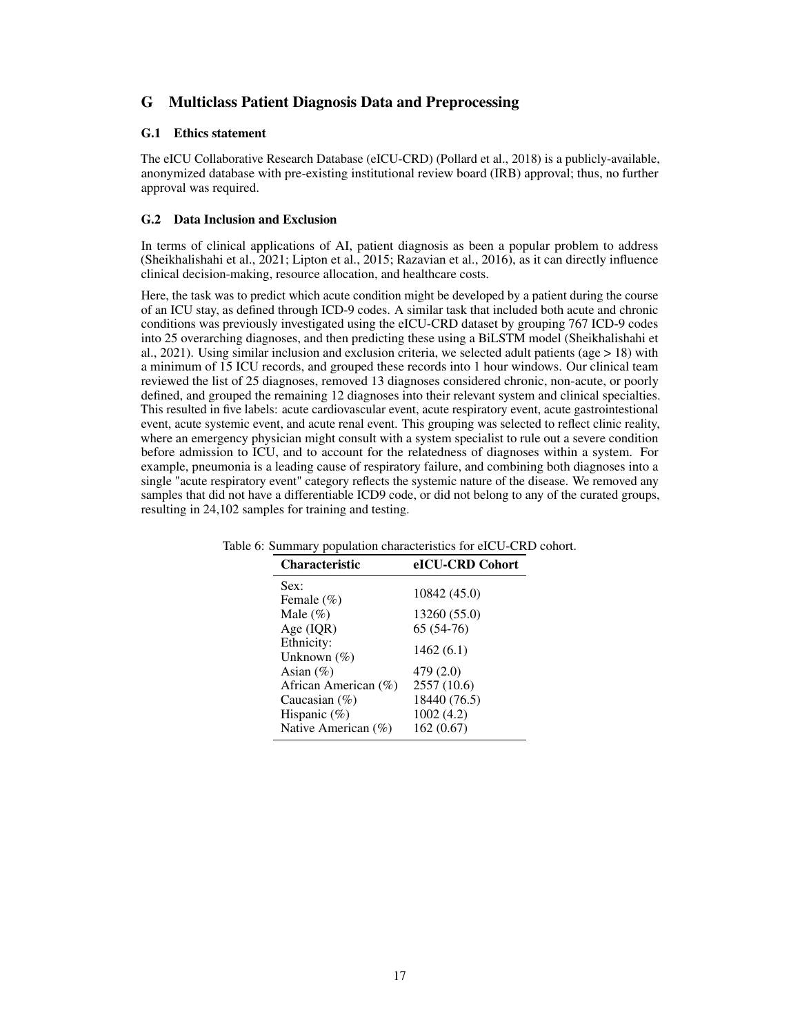# G Multiclass Patient Diagnosis Data and Preprocessing

## G.1 Ethics statement

The eICU Collaborative Research Database (eICU-CRD) (Pollard et al., 2018) is a publicly-available, anonymized database with pre-existing institutional review board (IRB) approval; thus, no further approval was required.

## G.2 Data Inclusion and Exclusion

In terms of clinical applications of AI, patient diagnosis as been a popular problem to address (Sheikhalishahi et al., 2021; Lipton et al., 2015; Razavian et al., 2016), as it can directly influence clinical decision-making, resource allocation, and healthcare costs.

Here, the task was to predict which acute condition might be developed by a patient during the course of an ICU stay, as defined through ICD-9 codes. A similar task that included both acute and chronic conditions was previously investigated using the eICU-CRD dataset by grouping 767 ICD-9 codes into 25 overarching diagnoses, and then predicting these using a BiLSTM model (Sheikhalishahi et al., 2021). Using similar inclusion and exclusion criteria, we selected adult patients (age > 18) with a minimum of 15 ICU records, and grouped these records into 1 hour windows. Our clinical team reviewed the list of 25 diagnoses, removed 13 diagnoses considered chronic, non-acute, or poorly defined, and grouped the remaining 12 diagnoses into their relevant system and clinical specialties. This resulted in five labels: acute cardiovascular event, acute respiratory event, acute gastrointestional event, acute systemic event, and acute renal event. This grouping was selected to reflect clinic reality, where an emergency physician might consult with a system specialist to rule out a severe condition before admission to ICU, and to account for the relatedness of diagnoses within a system. For example, pneumonia is a leading cause of respiratory failure, and combining both diagnoses into a single "acute respiratory event" category reflects the systemic nature of the disease. We removed any samples that did not have a differentiable ICD9 code, or did not belong to any of the curated groups, resulting in 24,102 samples for training and testing.

Table 6: Summary population characteristics for eICU-CRD cohort.

| Characteristic | eICU-CRD Cohort |
|---|---|
| Sex: | |
| Female (%) | 10842 (45.0) |
| Male (%) | 13260 (55.0) |
| Age (IQR) | 65 (54-76) |
| Ethnicity: | |
| Unknown (%) | 1462 (6.1) |
| Asian (%) | 479 (2.0) |
| African American (%) | 2557 (10.6) |
| Caucasian (%) | 18440 (76.5) |
| Hispanic (%) | 1002 (4.2) |
| Native American (%) | 162 (0.67) |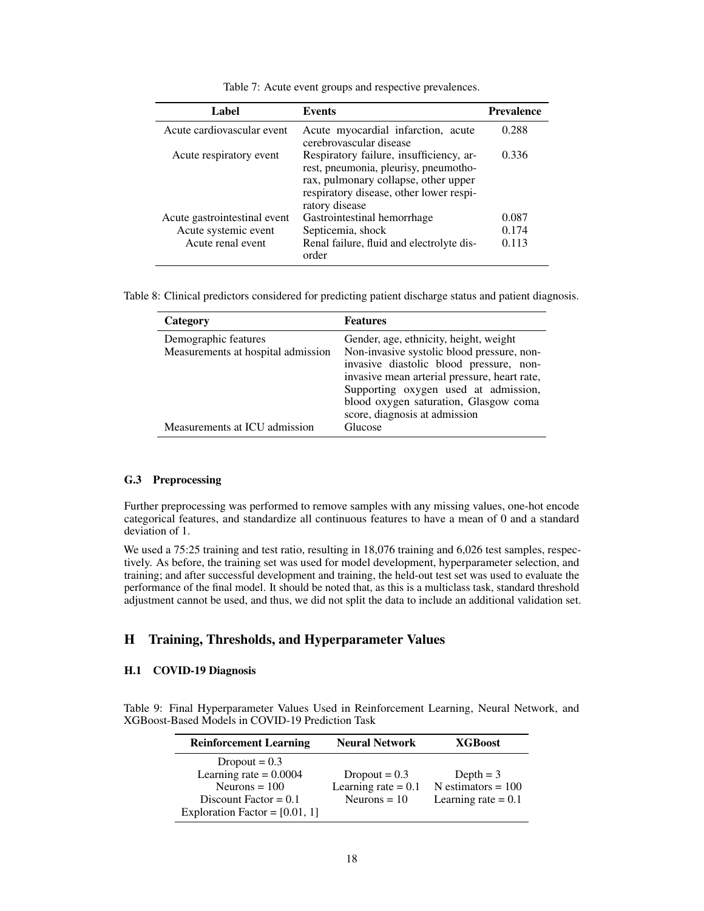Table 7: Acute event groups and respective prevalences.

| Label | Events | Prevalence |
|---|---|---|
| Acute cardiovascular event | Acute myocardial infarction, acute cerebrovascular disease | 0.288 |
| Acute respiratory event | Respiratory failure, insufficiency, arrest, pneumonia, pleurisy, pneumothorax, pulmonary collapse, other upper respiratory disease, other lower respiratory disease | 0.336 |
| Acute gastrointestinal event | Gastrointestinal hemorrhage | 0.087 |
| Acute systemic event | Septicemia, shock | 0.174 |
| Acute renal event | Renal failure, fluid and electrolyte disorder | 0.113 |

Table 8: Clinical predictors considered for predicting patient discharge status and patient diagnosis.

| Category | Features |
|---|---|
| Demographic features | Gender, age, ethnicity, height, weight |
| Measurements at hospital admission | Non-invasive systolic blood pressure, non-invasive diastolic blood pressure, non-invasive mean arterial pressure, heart rate, Supporting oxygen used at admission, blood oxygen saturation, Glasgow coma score, diagnosis at admission |
| Measurements at ICU admission | Glucose |

### G.3 Preprocessing

Further preprocessing was performed to remove samples with any missing values, one-hot encode categorical features, and standardize all continuous features to have a mean of 0 and a standard deviation of 1.

We used a 75:25 training and test ratio, resulting in 18,076 training and 6,026 test samples, respectively. As before, the training set was used for model development, hyperparameter selection, and training; and after successful development and training, the held-out test set was used to evaluate the performance of the final model. It should be noted that, as this is a multiclass task, standard threshold adjustment cannot be used, and thus, we did not split the data to include an additional validation set.

## H Training, Thresholds, and Hyperparameter Values

### H.1 COVID-19 Diagnosis

Table 9: Final Hyperparameter Values Used in Reinforcement Learning, Neural Network, and XGBoost-Based Models in COVID-19 Prediction Task

| Reinforcement Learning | Neural Network | XGBoost |
|---|---|---|
| Dropout = 0.3<br>Learning rate = 0.0004<br>Neurons = 100<br>Discount Factor = 0.1<br>Exploration Factor = [0.01, 1] | Dropout = 0.3<br>Learning rate = 0.1<br>Neurons = 10 | Depth = 3<br>N estimators = 100<br>Learning rate = 0.1 |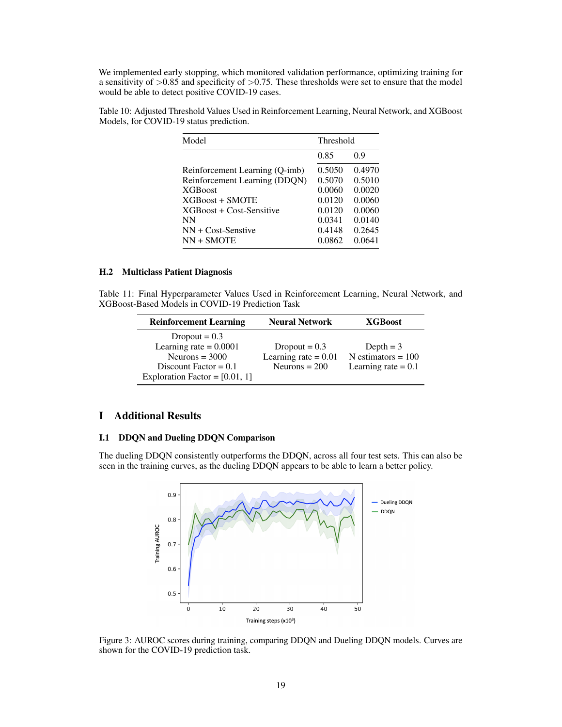We implemented early stopping, which monitored validation performance, optimizing training for a sensitivity of >0.85 and specificity of >0.75. These thresholds were set to ensure that the model would be able to detect positive COVID-19 cases.

Table 10: Adjusted Threshold Values Used in Reinforcement Learning, Neural Network, and XGBoost Models, for COVID-19 status prediction.

| Model | Threshold | |
|---|---|---|
| | 0.85 | 0.9 |
| Reinforcement Learning (Q-imb) | 0.5050 | 0.4970 |
| Reinforcement Learning (DDQN) | 0.5070 | 0.5010 |
| XGBoost | 0.0060 | 0.0020 |
| XGBoost + SMOTE | 0.0120 | 0.0060 |
| XGBoost + Cost-Sensitive | 0.0120 | 0.0060 |
| NN | 0.0341 | 0.0140 |
| NN + Cost-Senstive | 0.4148 | 0.2645 |
| NN + SMOTE | 0.0862 | 0.0641 |

### H.2 Multiclass Patient Diagnosis

Table 11: Final Hyperparameter Values Used in Reinforcement Learning, Neural Network, and XGBoost-Based Models in COVID-19 Prediction Task

| Reinforcement Learning | Neural Network | XGBoost |
|---|---|---|
| Dropout = 0.3<br>Learning rate = 0.0001<br>Neurons = 3000<br>Discount Factor = 0.1<br>Exploration Factor = [0.01, 1] | Dropout = 0.3<br>Learning rate = 0.01<br>Neurons = 200 | Depth = 3<br>N estimators = 100<br>Learning rate = 0.1 |

# I Additional Results

## I.1 DDQN and Dueling DDQN Comparison

The dueling DDQN consistently outperforms the DDQN, across all four test sets. This can also be seen in the training curves, as the dueling DDQN appears to be able to learn a better policy.

Figure 3: AUROC scores during training, comparing DDQN and Dueling DDQN models. Curves are shown for the COVID-19 prediction task.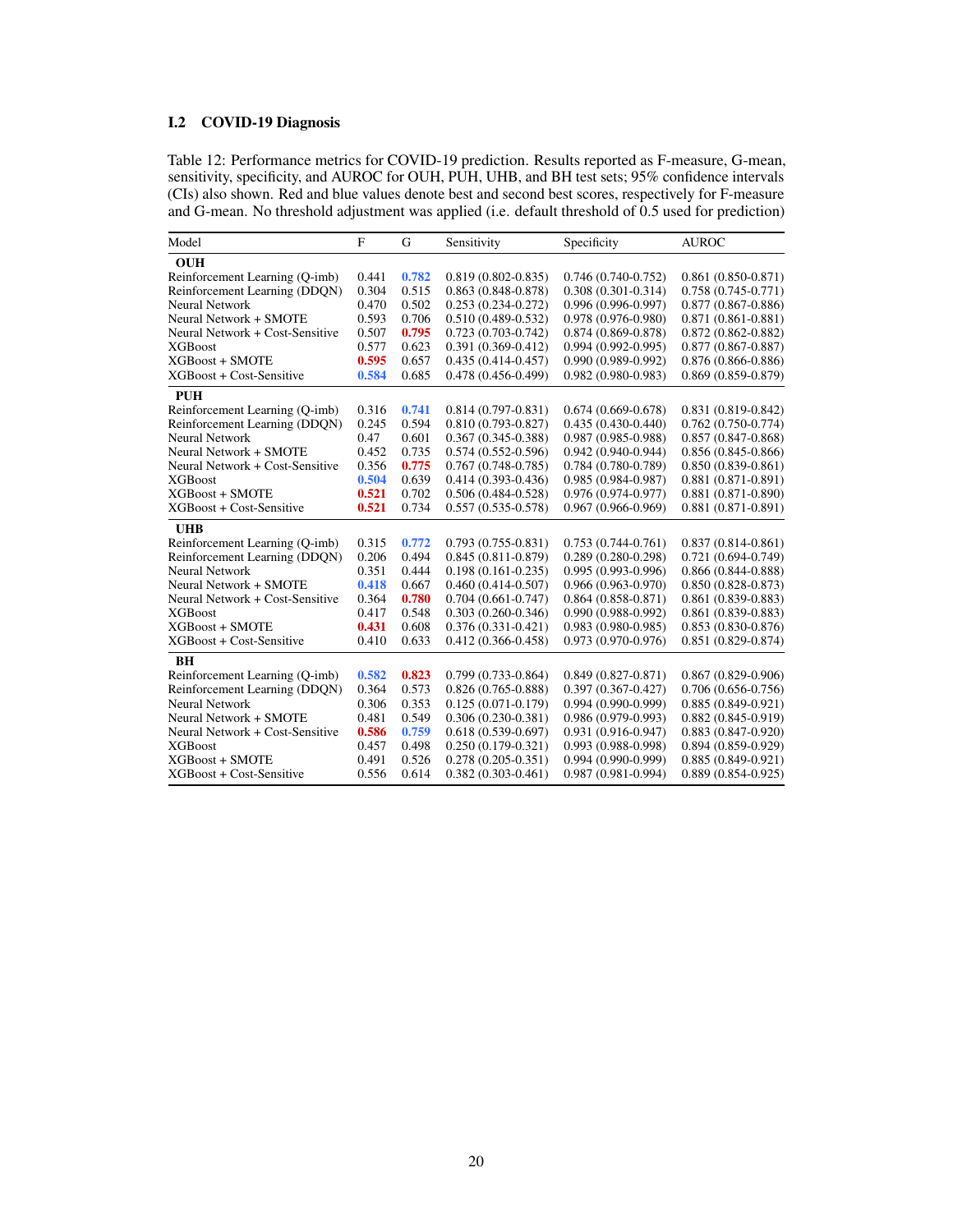## I.2 COVID-19 Diagnosis

Table 12: Performance metrics for COVID-19 prediction. Results reported as F-measure, G-mean, sensitivity, specificity, and AUROC for OUH, PUH, UHB, and BH test sets; 95% confidence intervals (CIs) also shown. Red and blue values denote best and second best scores, respectively for F-measure and G-mean. No threshold adjustment was applied (i.e. default threshold of 0.5 used for prediction)

| Model | F | G | Sensitivity | Specificity | AUROC |
|---|---|---|---|---|---|
| **OUH** | | | | | |
| Reinforcement Learning (Q-imb) | 0.441 | **0.782** | 0.819 (0.802-0.835) | 0.746 (0.740-0.752) | 0.861 (0.850-0.871) |
| Reinforcement Learning (DDQN) | 0.304 | 0.515 | 0.863 (0.848-0.878) | 0.308 (0.301-0.314) | 0.758 (0.745-0.771) |
| Neural Network | 0.470 | 0.502 | 0.253 (0.234-0.272) | 0.996 (0.996-0.997) | 0.877 (0.867-0.886) |
| Neural Network + SMOTE | 0.593 | 0.706 | 0.510 (0.489-0.532) | 0.978 (0.976-0.980) | 0.871 (0.861-0.881) |
| Neural Network + Cost-Sensitive | 0.507 | **0.795** | 0.723 (0.703-0.742) | 0.874 (0.869-0.878) | 0.872 (0.862-0.882) |
| XGBoost | 0.577 | 0.623 | 0.391 (0.369-0.412) | 0.994 (0.992-0.995) | 0.877 (0.867-0.887) |
| XGBoost + SMOTE | **0.595** | 0.657 | 0.435 (0.414-0.457) | 0.990 (0.989-0.992) | 0.876 (0.866-0.886) |
| XGBoost + Cost-Sensitive | **0.584** | 0.685 | 0.478 (0.456-0.499) | 0.982 (0.980-0.983) | 0.869 (0.859-0.879) |
| **PUH** | | | | | |
| Reinforcement Learning (Q-imb) | 0.316 | **0.741** | 0.814 (0.797-0.831) | 0.674 (0.669-0.678) | 0.831 (0.819-0.842) |
| Reinforcement Learning (DDQN) | 0.245 | 0.594 | 0.810 (0.793-0.827) | 0.435 (0.430-0.440) | 0.762 (0.750-0.774) |
| Neural Network | 0.47 | 0.601 | 0.367 (0.345-0.388) | 0.987 (0.985-0.988) | 0.857 (0.847-0.868) |
| Neural Network + SMOTE | 0.452 | 0.735 | 0.574 (0.552-0.596) | 0.942 (0.940-0.944) | 0.856 (0.845-0.866) |
| Neural Network + Cost-Sensitive | 0.356 | **0.775** | 0.767 (0.748-0.785) | 0.784 (0.780-0.789) | 0.850 (0.839-0.861) |
| XGBoost | **0.504** | 0.639 | 0.414 (0.393-0.436) | 0.985 (0.984-0.987) | 0.881 (0.871-0.891) |
| XGBoost + SMOTE | **0.521** | 0.702 | 0.506 (0.484-0.528) | 0.976 (0.974-0.977) | 0.881 (0.871-0.890) |
| XGBoost + Cost-Sensitive | **0.521** | 0.734 | 0.557 (0.535-0.578) | 0.967 (0.966-0.969) | 0.881 (0.871-0.891) |
| **UHB** | | | | | |
| Reinforcement Learning (Q-imb) | 0.315 | **0.772** | 0.793 (0.755-0.831) | 0.753 (0.744-0.761) | 0.837 (0.814-0.861) |
| Reinforcement Learning (DDQN) | 0.206 | 0.494 | 0.845 (0.811-0.879) | 0.289 (0.280-0.298) | 0.721 (0.694-0.749) |
| Neural Network | 0.351 | 0.444 | 0.198 (0.161-0.235) | 0.995 (0.993-0.996) | 0.866 (0.844-0.888) |
| Neural Network + SMOTE | **0.418** | 0.667 | 0.460 (0.414-0.507) | 0.966 (0.963-0.970) | 0.850 (0.828-0.873) |
| Neural Network + Cost-Sensitive | 0.364 | **0.780** | 0.704 (0.661-0.747) | 0.864 (0.858-0.871) | 0.861 (0.839-0.883) |
| XGBoost | 0.417 | 0.548 | 0.303 (0.260-0.346) | 0.990 (0.988-0.992) | 0.861 (0.839-0.883) |
| XGBoost + SMOTE | **0.431** | 0.608 | 0.376 (0.331-0.421) | 0.983 (0.980-0.985) | 0.853 (0.830-0.876) |
| XGBoost + Cost-Sensitive | 0.410 | 0.633 | 0.412 (0.366-0.458) | 0.973 (0.970-0.976) | 0.851 (0.829-0.874) |
| **BH** | | | | | |
| Reinforcement Learning (Q-imb) | **0.582** | **0.823** | 0.799 (0.733-0.864) | 0.849 (0.827-0.871) | 0.867 (0.829-0.906) |
| Reinforcement Learning (DDQN) | 0.364 | 0.573 | 0.826 (0.765-0.888) | 0.397 (0.367-0.427) | 0.706 (0.656-0.756) |
| Neural Network | 0.306 | 0.353 | 0.125 (0.071-0.179) | 0.994 (0.990-0.999) | 0.885 (0.849-0.921) |
| Neural Network + SMOTE | 0.481 | 0.549 | 0.306 (0.230-0.381) | 0.986 (0.979-0.993) | 0.882 (0.845-0.919) |
| Neural Network + Cost-Sensitive | **0.586** | **0.759** | 0.618 (0.539-0.697) | 0.931 (0.916-0.947) | 0.883 (0.847-0.920) |
| XGBoost | 0.457 | 0.498 | 0.250 (0.179-0.321) | 0.993 (0.988-0.998) | 0.894 (0.859-0.929) |
| XGBoost + SMOTE | 0.491 | 0.526 | 0.278 (0.205-0.351) | 0.994 (0.990-0.999) | 0.885 (0.849-0.921) |
| XGBoost + Cost-Sensitive | 0.556 | 0.614 | 0.382 (0.303-0.461) | 0.987 (0.981-0.994) | 0.889 (0.854-0.925) |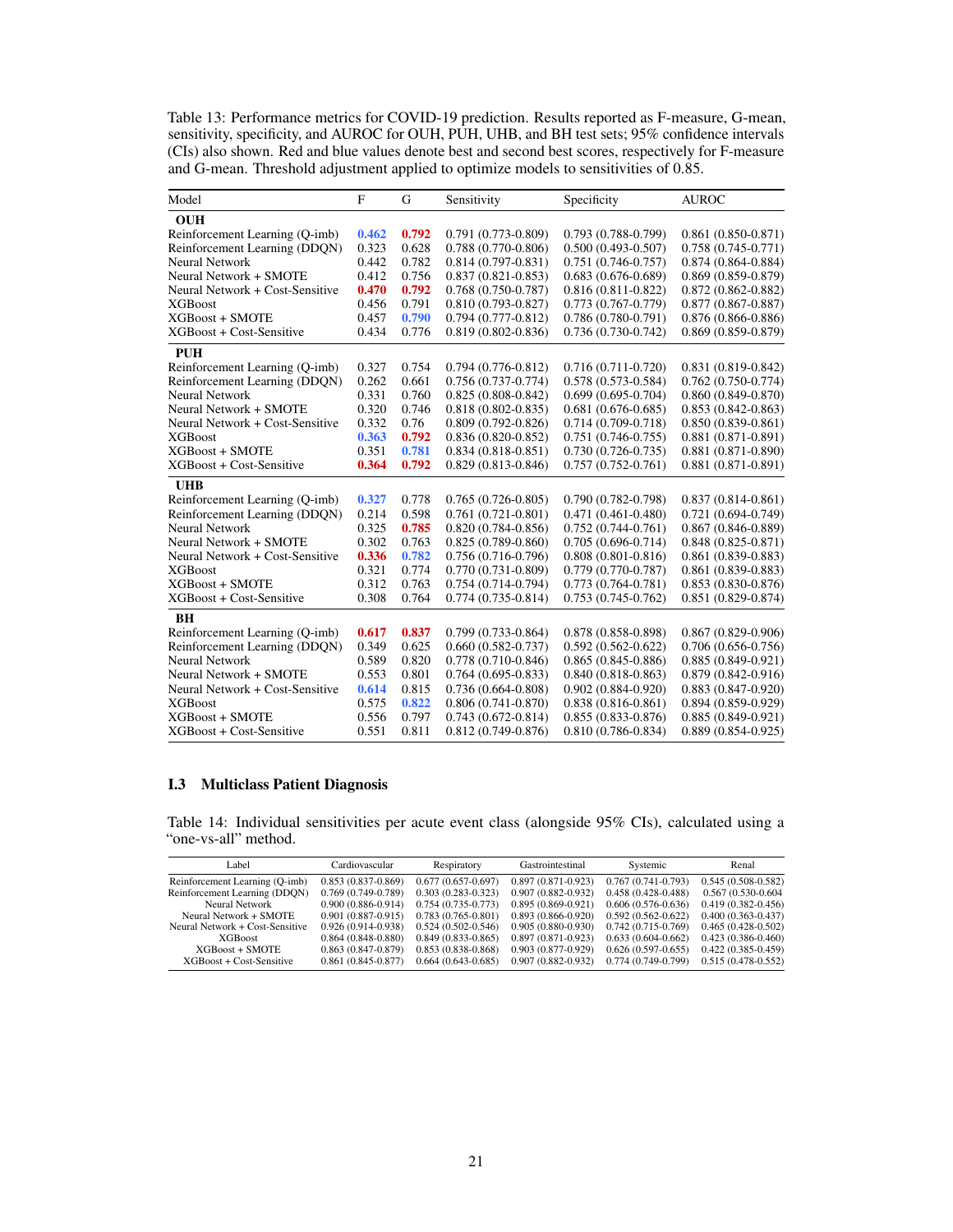Table 13: Performance metrics for COVID-19 prediction. Results reported as F-measure, G-mean, sensitivity, specificity, and AUROC for OUH, PUH, UHB, and BH test sets; 95% confidence intervals (CIs) also shown. Red and blue values denote best and second best scores, respectively for F-measure and G-mean. Threshold adjustment applied to optimize models to sensitivities of 0.85.

| Model | F | G | Sensitivity | Specificity | AUROC |
|---|---|---|---|---|---|
| **OUH** | | | | | |
| Reinforcement Learning (Q-imb) | 0.462 | 0.792 | 0.791 (0.773-0.809) | 0.793 (0.788-0.799) | 0.861 (0.850-0.871) |
| Reinforcement Learning (DDQN) | 0.323 | 0.628 | 0.788 (0.770-0.806) | 0.500 (0.493-0.507) | 0.758 (0.745-0.771) |
| Neural Network | 0.442 | 0.782 | 0.814 (0.797-0.831) | 0.751 (0.746-0.757) | 0.874 (0.864-0.884) |
| Neural Network + SMOTE | 0.412 | 0.756 | 0.837 (0.821-0.853) | 0.683 (0.676-0.689) | 0.869 (0.859-0.879) |
| Neural Network + Cost-Sensitive | 0.470 | 0.792 | 0.768 (0.750-0.787) | 0.816 (0.811-0.822) | 0.872 (0.862-0.882) |
| XGBoost | 0.456 | 0.791 | 0.810 (0.793-0.827) | 0.773 (0.767-0.779) | 0.877 (0.867-0.887) |
| XGBoost + SMOTE | 0.457 | 0.790 | 0.794 (0.777-0.812) | 0.786 (0.780-0.791) | 0.876 (0.866-0.886) |
| XGBoost + Cost-Sensitive | 0.434 | 0.776 | 0.819 (0.802-0.836) | 0.736 (0.730-0.742) | 0.869 (0.859-0.879) |
| **PUH** | | | | | |
| Reinforcement Learning (Q-imb) | 0.327 | 0.754 | 0.794 (0.776-0.812) | 0.716 (0.711-0.720) | 0.831 (0.819-0.842) |
| Reinforcement Learning (DDQN) | 0.262 | 0.661 | 0.756 (0.737-0.774) | 0.578 (0.573-0.584) | 0.762 (0.750-0.774) |
| Neural Network | 0.331 | 0.760 | 0.825 (0.808-0.842) | 0.699 (0.695-0.704) | 0.860 (0.849-0.870) |
| Neural Network + SMOTE | 0.320 | 0.746 | 0.818 (0.802-0.835) | 0.681 (0.676-0.685) | 0.853 (0.842-0.863) |
| Neural Network + Cost-Sensitive | 0.332 | 0.76 | 0.809 (0.792-0.826) | 0.714 (0.709-0.718) | 0.850 (0.839-0.861) |
| XGBoost | 0.363 | 0.792 | 0.836 (0.820-0.852) | 0.751 (0.746-0.755) | 0.881 (0.871-0.891) |
| XGBoost + SMOTE | 0.351 | 0.781 | 0.834 (0.818-0.851) | 0.730 (0.726-0.735) | 0.881 (0.871-0.890) |
| XGBoost + Cost-Sensitive | 0.364 | 0.792 | 0.829 (0.813-0.846) | 0.757 (0.752-0.761) | 0.881 (0.871-0.891) |
| **UHB** | | | | | |
| Reinforcement Learning (Q-imb) | 0.327 | 0.778 | 0.765 (0.726-0.805) | 0.790 (0.782-0.798) | 0.837 (0.814-0.861) |
| Reinforcement Learning (DDQN) | 0.214 | 0.598 | 0.761 (0.721-0.801) | 0.471 (0.461-0.480) | 0.721 (0.694-0.749) |
| Neural Network | 0.325 | 0.785 | 0.820 (0.784-0.856) | 0.752 (0.744-0.761) | 0.867 (0.846-0.889) |
| Neural Network + SMOTE | 0.302 | 0.763 | 0.825 (0.789-0.860) | 0.705 (0.696-0.714) | 0.848 (0.825-0.871) |
| Neural Network + Cost-Sensitive | 0.336 | 0.782 | 0.756 (0.716-0.796) | 0.808 (0.801-0.816) | 0.861 (0.839-0.883) |
| XGBoost | 0.321 | 0.774 | 0.770 (0.731-0.809) | 0.779 (0.770-0.787) | 0.861 (0.839-0.883) |
| XGBoost + SMOTE | 0.312 | 0.763 | 0.754 (0.714-0.794) | 0.773 (0.764-0.781) | 0.853 (0.830-0.876) |
| XGBoost + Cost-Sensitive | 0.308 | 0.764 | 0.774 (0.735-0.814) | 0.753 (0.745-0.762) | 0.851 (0.829-0.874) |
| **BH** | | | | | |
| Reinforcement Learning (Q-imb) | 0.617 | 0.837 | 0.799 (0.733-0.864) | 0.878 (0.858-0.898) | 0.867 (0.829-0.906) |
| Reinforcement Learning (DDQN) | 0.349 | 0.625 | 0.660 (0.582-0.737) | 0.592 (0.562-0.622) | 0.706 (0.656-0.756) |
| Neural Network | 0.589 | 0.820 | 0.778 (0.710-0.846) | 0.865 (0.845-0.886) | 0.885 (0.849-0.921) |
| Neural Network + SMOTE | 0.553 | 0.801 | 0.764 (0.695-0.833) | 0.840 (0.818-0.863) | 0.879 (0.842-0.916) |
| Neural Network + Cost-Sensitive | 0.614 | 0.815 | 0.736 (0.664-0.808) | 0.902 (0.884-0.920) | 0.883 (0.847-0.920) |
| XGBoost | 0.575 | 0.822 | 0.806 (0.741-0.870) | 0.838 (0.816-0.861) | 0.894 (0.859-0.929) |
| XGBoost + SMOTE | 0.556 | 0.797 | 0.743 (0.672-0.814) | 0.855 (0.833-0.876) | 0.885 (0.849-0.921) |
| XGBoost + Cost-Sensitive | 0.551 | 0.811 | 0.812 (0.749-0.876) | 0.810 (0.786-0.834) | 0.889 (0.854-0.925) |

### I.3 Multiclass Patient Diagnosis

Table 14: Individual sensitivities per acute event class (alongside 95% CIs), calculated using a "one-vs-all" method.

| Label | Cardiovascular | Respiratory | Gastrointestinal | Systemic | Renal |
|---|---|---|---|---|---|
| Reinforcement Learning (Q-imb) | 0.853 (0.837-0.869) | 0.677 (0.657-0.697) | 0.897 (0.871-0.923) | 0.767 (0.741-0.793) | 0.545 (0.508-0.582) |
| Reinforcement Learning (DDQN) | 0.769 (0.749-0.789) | 0.303 (0.283-0.323) | 0.907 (0.882-0.932) | 0.458 (0.428-0.488) | 0.567 (0.530-0.604 |
| Neural Network | 0.900 (0.886-0.914) | 0.754 (0.735-0.773) | 0.895 (0.869-0.921) | 0.606 (0.576-0.636) | 0.419 (0.382-0.456) |
| Neural Network + SMOTE | 0.901 (0.887-0.915) | 0.783 (0.765-0.801) | 0.893 (0.866-0.920) | 0.592 (0.562-0.622) | 0.400 (0.363-0.437) |
| Neural Network + Cost-Sensitive | 0.926 (0.914-0.938) | 0.524 (0.502-0.546) | 0.905 (0.880-0.930) | 0.742 (0.715-0.769) | 0.465 (0.428-0.502) |
| XGBoost | 0.864 (0.848-0.880) | 0.849 (0.833-0.865) | 0.897 (0.871-0.923) | 0.633 (0.604-0.662) | 0.423 (0.386-0.460) |
| XGBoost + SMOTE | 0.863 (0.847-0.879) | 0.853 (0.838-0.868) | 0.903 (0.877-0.929) | 0.626 (0.597-0.655) | 0.422 (0.385-0.459) |
| XGBoost + Cost-Sensitive | 0.861 (0.845-0.877) | 0.664 (0.643-0.685) | 0.907 (0.882-0.932) | 0.774 (0.749-0.799) | 0.515 (0.478-0.552) |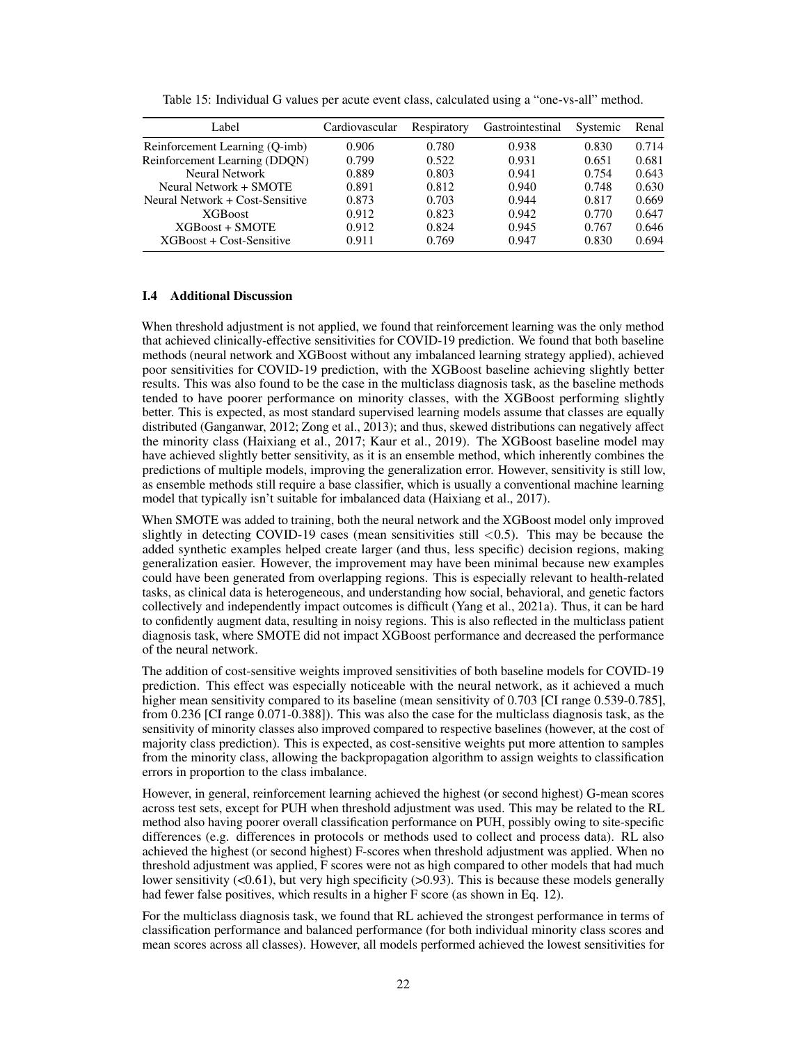Table 15: Individual G values per acute event class, calculated using a "one-vs-all" method.

| Label | Cardiovascular | Respiratory | Gastrointestinal | Systemic | Renal |
|---|---|---|---|---|---|
| Reinforcement Learning (Q-imb) | 0.906 | 0.780 | 0.938 | 0.830 | 0.714 |
| Reinforcement Learning (DDQN) | 0.799 | 0.522 | 0.931 | 0.651 | 0.681 |
| Neural Network | 0.889 | 0.803 | 0.941 | 0.754 | 0.643 |
| Neural Network + SMOTE | 0.891 | 0.812 | 0.940 | 0.748 | 0.630 |
| Neural Network + Cost-Sensitive | 0.873 | 0.703 | 0.944 | 0.817 | 0.669 |
| XGBoost | 0.912 | 0.823 | 0.942 | 0.770 | 0.647 |
| XGBoost + SMOTE | 0.912 | 0.824 | 0.945 | 0.767 | 0.646 |
| XGBoost + Cost-Sensitive | 0.911 | 0.769 | 0.947 | 0.830 | 0.694 |

### I.4 Additional Discussion

When threshold adjustment is not applied, we found that reinforcement learning was the only method that achieved clinically-effective sensitivities for COVID-19 prediction. We found that both baseline methods (neural network and XGBoost without any imbalanced learning strategy applied), achieved poor sensitivities for COVID-19 prediction, with the XGBoost baseline achieving slightly better results. This was also found to be the case in the multiclass diagnosis task, as the baseline methods tended to have poorer performance on minority classes, with the XGBoost performing slightly better. This is expected, as most standard supervised learning models assume that classes are equally distributed (Ganganwar, 2012; Zong et al., 2013); and thus, skewed distributions can negatively affect the minority class (Haixiang et al., 2017; Kaur et al., 2019). The XGBoost baseline model may have achieved slightly better sensitivity, as it is an ensemble method, which inherently combines the predictions of multiple models, improving the generalization error. However, sensitivity is still low, as ensemble methods still require a base classifier, which is usually a conventional machine learning model that typically isn't suitable for imbalanced data (Haixiang et al., 2017).

When SMOTE was added to training, both the neural network and the XGBoost model only improved slightly in detecting COVID-19 cases (mean sensitivities still $<0.5$). This may be because the added synthetic examples helped create larger (and thus, less specific) decision regions, making generalization easier. However, the improvement may have been minimal because new examples could have been generated from overlapping regions. This is especially relevant to health-related tasks, as clinical data is heterogeneous, and understanding how social, behavioral, and genetic factors collectively and independently impact outcomes is difficult (Yang et al., 2021a). Thus, it can be hard to confidently augment data, resulting in noisy regions. This is also reflected in the multiclass patient diagnosis task, where SMOTE did not impact XGBoost performance and decreased the performance of the neural network.

The addition of cost-sensitive weights improved sensitivities of both baseline models for COVID-19 prediction. This effect was especially noticeable with the neural network, as it achieved a much higher mean sensitivity compared to its baseline (mean sensitivity of 0.703 [CI range 0.539-0.785], from 0.236 [CI range 0.071-0.388]). This was also the case for the multiclass diagnosis task, as the sensitivity of minority classes also improved compared to respective baselines (however, at the cost of majority class prediction). This is expected, as cost-sensitive weights put more attention to samples from the minority class, allowing the backpropagation algorithm to assign weights to classification errors in proportion to the class imbalance.

However, in general, reinforcement learning achieved the highest (or second highest) G-mean scores across test sets, except for PUH when threshold adjustment was used. This may be related to the RL method also having poorer overall classification performance on PUH, possibly owing to site-specific differences (e.g. differences in protocols or methods used to collect and process data). RL also achieved the highest (or second highest) F-scores when threshold adjustment was applied. When no threshold adjustment was applied, F scores were not as high compared to other models that had much lower sensitivity ($<0.61$), but very high specificity ($>0.93$). This is because these models generally had fewer false positives, which results in a higher F score (as shown in Eq. 12).

For the multiclass diagnosis task, we found that RL achieved the strongest performance in terms of classification performance and balanced performance (for both individual minority class scores and mean scores across all classes). However, all models performed achieved the lowest sensitivities for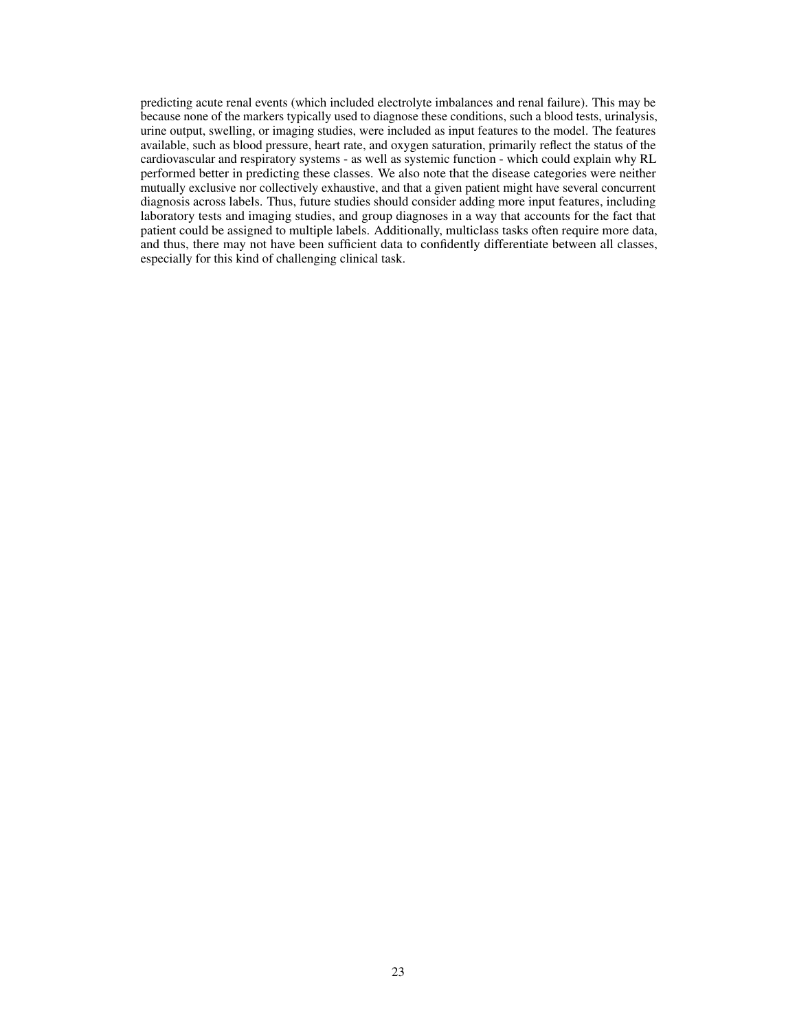predicting acute renal events (which included electrolyte imbalances and renal failure). This may be because none of the markers typically used to diagnose these conditions, such a blood tests, urinalysis, urine output, swelling, or imaging studies, were included as input features to the model. The features available, such as blood pressure, heart rate, and oxygen saturation, primarily reflect the status of the cardiovascular and respiratory systems - as well as systemic function - which could explain why RL performed better in predicting these classes. We also note that the disease categories were neither mutually exclusive nor collectively exhaustive, and that a given patient might have several concurrent diagnosis across labels. Thus, future studies should consider adding more input features, including laboratory tests and imaging studies, and group diagnoses in a way that accounts for the fact that patient could be assigned to multiple labels. Additionally, multiclass tasks often require more data, and thus, there may not have been sufficient data to confidently differentiate between all classes, especially for this kind of challenging clinical task.